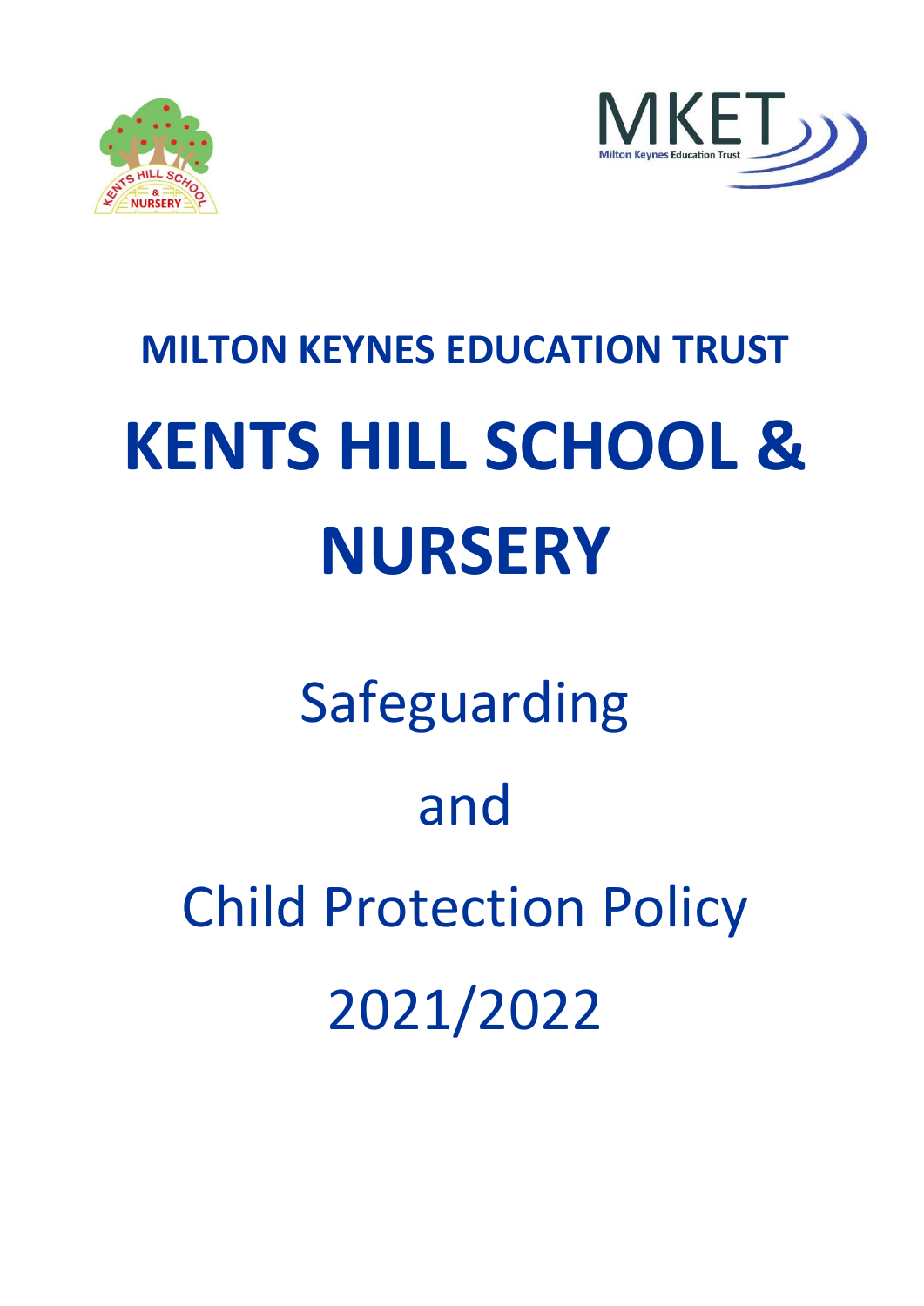# MILTON KEYNES EDUCATION TRUST

# KENTS HILL SCHOOL & NURSERY

Safeguarding

and

Child Protection Policy

2021/2022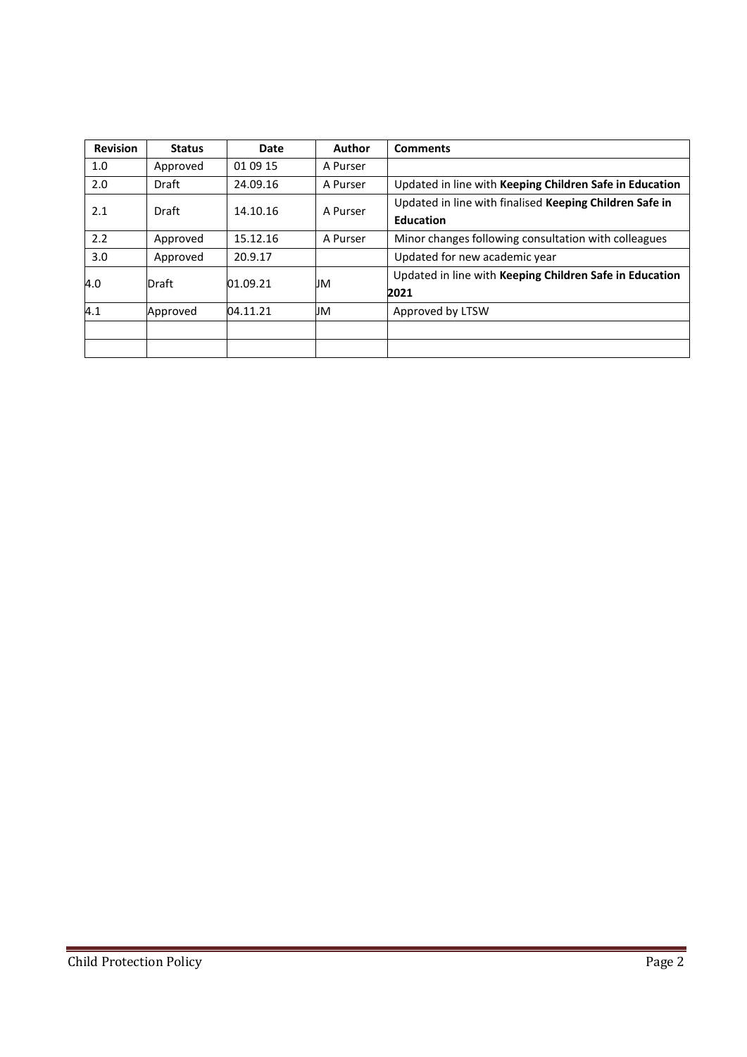| Revision | Status | Date | Author | Comments |
| --- | --- | --- | --- | --- |
| 1.0 | Approved | 01 09 15 | A Purser | |
| 2.0 | Draft | 24.09.16 | A Purser | Updated in line with **Keeping Children Safe in Education** |
| 2.1 | Draft | 14.10.16 | A Purser | Updated in line with finalised **Keeping Children Safe in Education** |
| 2.2 | Approved | 15.12.16 | A Purser | Minor changes following consultation with colleagues |
| 3.0 | Approved | 20.9.17 | | Updated for new academic year |
| 4.0 | Draft | 01.09.21 | JM | Updated in line with **Keeping Children Safe in Education 2021** |
| 4.1 | Approved | 04.11.21 | JM | Approved by LTSW |
| | | | | |
| | | | | |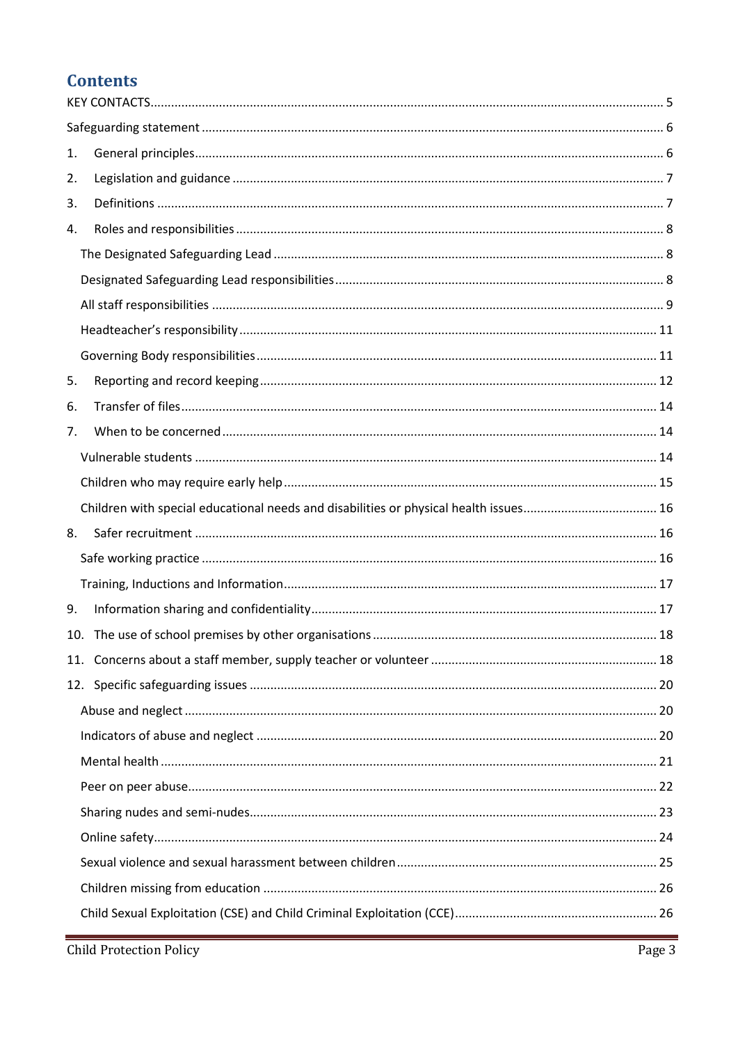# Contents

KEY CONTACTS .......... 5

Safeguarding statement .......... 6

1. General principles .......... 6
2. Legislation and guidance .......... 7
3. Definitions .......... 7
4. Roles and responsibilities .......... 8
   - The Designated Safeguarding Lead .......... 8
   - Designated Safeguarding Lead responsibilities .......... 8
   - All staff responsibilities .......... 9
   - Headteacher's responsibility .......... 11
   - Governing Body responsibilities .......... 11
5. Reporting and record keeping .......... 12
6. Transfer of files .......... 14
7. When to be concerned .......... 14
   - Vulnerable students .......... 14
   - Children who may require early help .......... 15
   - Children with special educational needs and disabilities or physical health issues .......... 16
8. Safer recruitment .......... 16
   - Safe working practice .......... 16
   - Training, Inductions and Information .......... 17
9. Information sharing and confidentiality .......... 17
10. The use of school premises by other organisations .......... 18
11. Concerns about a staff member, supply teacher or volunteer .......... 18
12. Specific safeguarding issues .......... 20
    - Abuse and neglect .......... 20
    - Indicators of abuse and neglect .......... 20
    - Mental health .......... 21
    - Peer on peer abuse .......... 22
    - Sharing nudes and semi-nudes .......... 23
    - Online safety .......... 24
    - Sexual violence and sexual harassment between children .......... 25
    - Children missing from education .......... 26
    - Child Sexual Exploitation (CSE) and Child Criminal Exploitation (CCE) .......... 26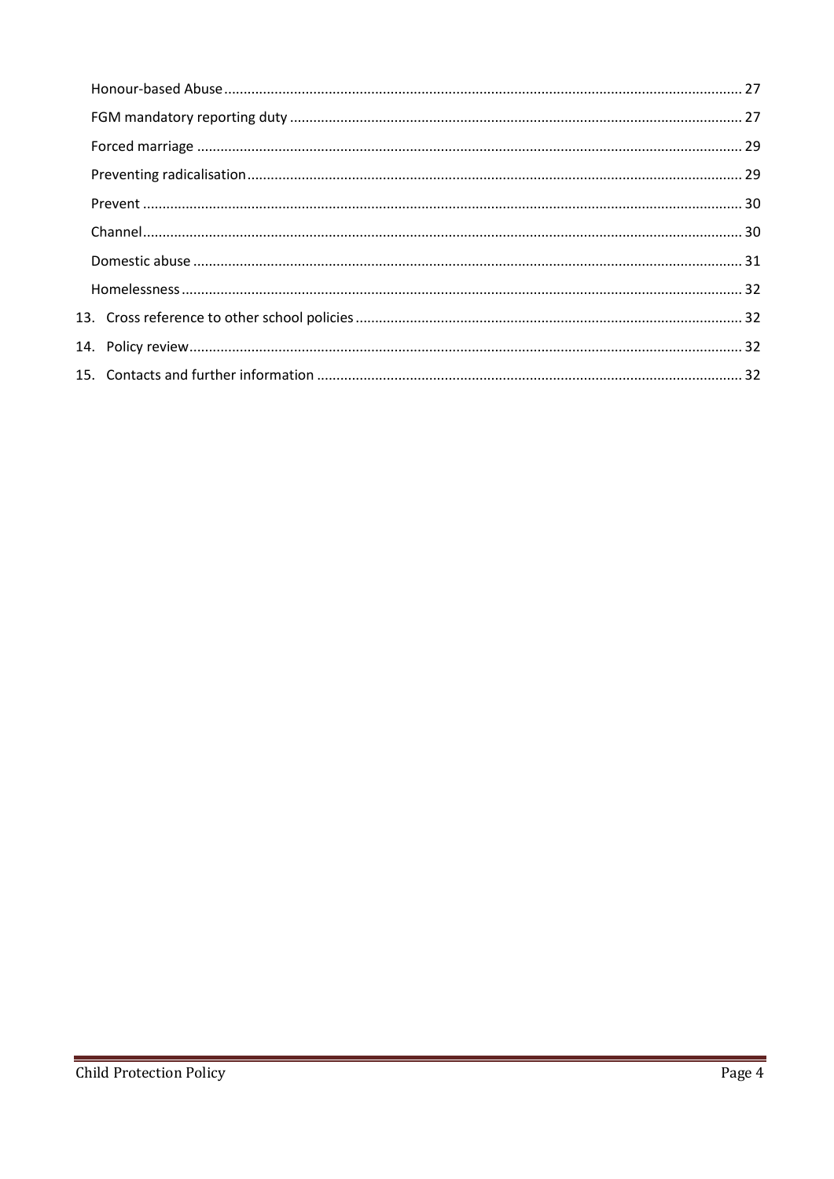Honour-based Abuse ........ 27

FGM mandatory reporting duty ........ 27

Forced marriage ........ 29

Preventing radicalisation ........ 29

Prevent ........ 30

Channel ........ 30

Domestic abuse ........ 31

Homelessness ........ 32

13. Cross reference to other school policies ........ 32
14. Policy review ........ 32
15. Contacts and further information ........ 32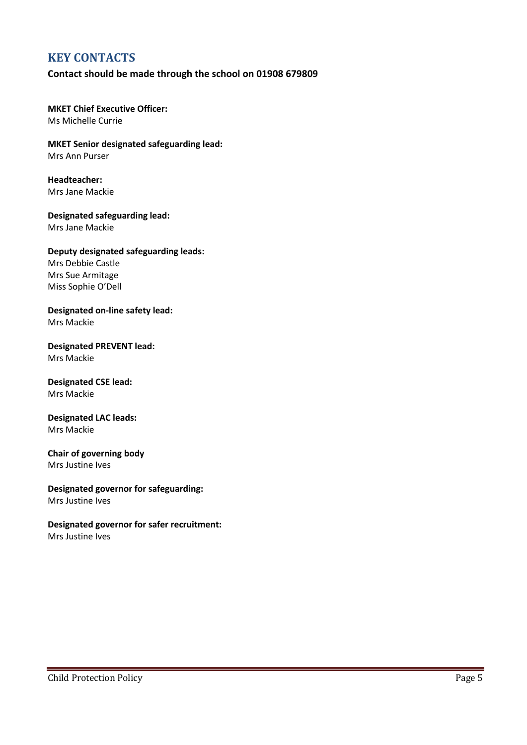## KEY CONTACTS

**Contact should be made through the school on 01908 679809**

**MKET Chief Executive Officer:**
Ms Michelle Currie

**MKET Senior designated safeguarding lead:**
Mrs Ann Purser

**Headteacher:**
Mrs Jane Mackie

**Designated safeguarding lead:**
Mrs Jane Mackie

**Deputy designated safeguarding leads:**
Mrs Debbie Castle
Mrs Sue Armitage
Miss Sophie O'Dell

**Designated on-line safety lead:**
Mrs Mackie

**Designated PREVENT lead:**
Mrs Mackie

**Designated CSE lead:**
Mrs Mackie

**Designated LAC leads:**
Mrs Mackie

**Chair of governing body**
Mrs Justine Ives

**Designated governor for safeguarding:**
Mrs Justine Ives

**Designated governor for safer recruitment:**
Mrs Justine Ives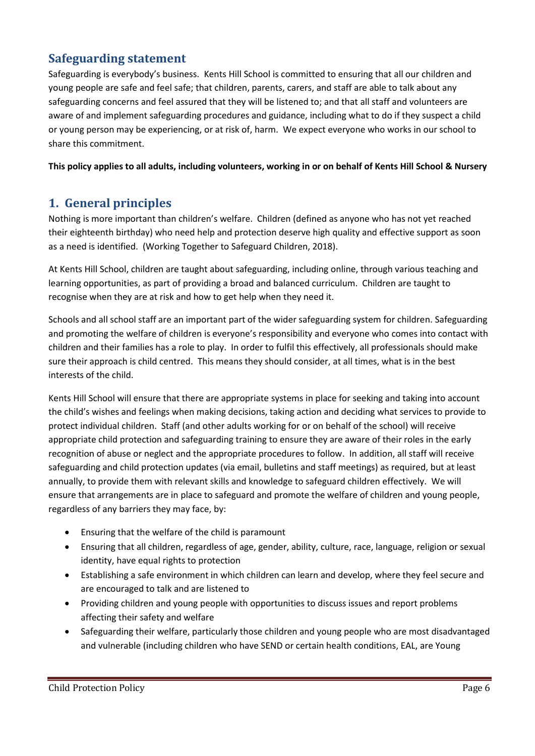## Safeguarding statement

Safeguarding is everybody's business. Kents Hill School is committed to ensuring that all our children and young people are safe and feel safe; that children, parents, carers, and staff are able to talk about any safeguarding concerns and feel assured that they will be listened to; and that all staff and volunteers are aware of and implement safeguarding procedures and guidance, including what to do if they suspect a child or young person may be experiencing, or at risk of, harm. We expect everyone who works in our school to share this commitment.

**This policy applies to all adults, including volunteers, working in or on behalf of Kents Hill School & Nursery**

## 1. General principles

Nothing is more important than children's welfare. Children (defined as anyone who has not yet reached their eighteenth birthday) who need help and protection deserve high quality and effective support as soon as a need is identified. (Working Together to Safeguard Children, 2018).

At Kents Hill School, children are taught about safeguarding, including online, through various teaching and learning opportunities, as part of providing a broad and balanced curriculum. Children are taught to recognise when they are at risk and how to get help when they need it.

Schools and all school staff are an important part of the wider safeguarding system for children. Safeguarding and promoting the welfare of children is everyone's responsibility and everyone who comes into contact with children and their families has a role to play. In order to fulfil this effectively, all professionals should make sure their approach is child centred. This means they should consider, at all times, what is in the best interests of the child.

Kents Hill School will ensure that there are appropriate systems in place for seeking and taking into account the child's wishes and feelings when making decisions, taking action and deciding what services to provide to protect individual children. Staff (and other adults working for or on behalf of the school) will receive appropriate child protection and safeguarding training to ensure they are aware of their roles in the early recognition of abuse or neglect and the appropriate procedures to follow. In addition, all staff will receive safeguarding and child protection updates (via email, bulletins and staff meetings) as required, but at least annually, to provide them with relevant skills and knowledge to safeguard children effectively. We will ensure that arrangements are in place to safeguard and promote the welfare of children and young people, regardless of any barriers they may face, by:

- Ensuring that the welfare of the child is paramount
- Ensuring that all children, regardless of age, gender, ability, culture, race, language, religion or sexual identity, have equal rights to protection
- Establishing a safe environment in which children can learn and develop, where they feel secure and are encouraged to talk and are listened to
- Providing children and young people with opportunities to discuss issues and report problems affecting their safety and welfare
- Safeguarding their welfare, particularly those children and young people who are most disadvantaged and vulnerable (including children who have SEND or certain health conditions, EAL, are Young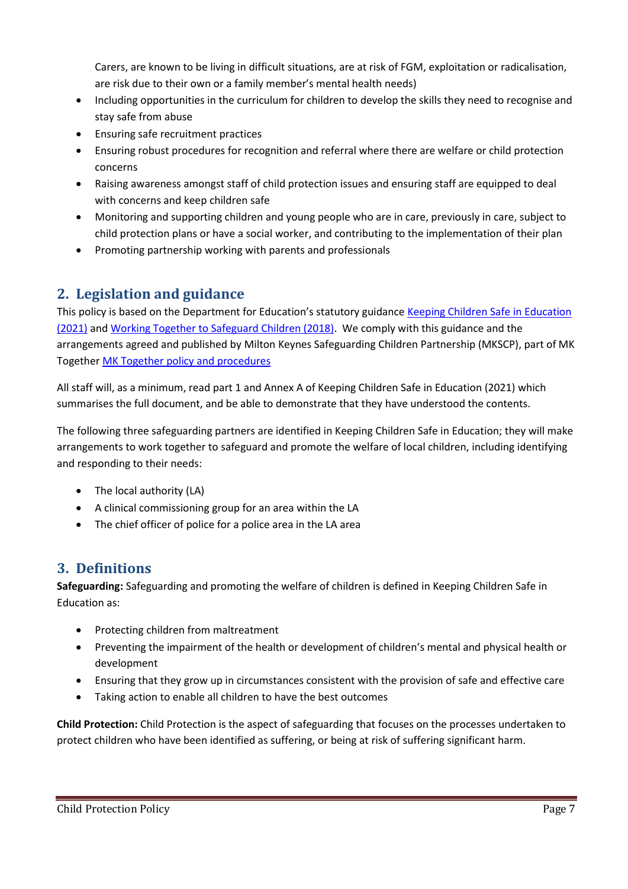Carers, are known to be living in difficult situations, are at risk of FGM, exploitation or radicalisation, are risk due to their own or a family member's mental health needs)

- Including opportunities in the curriculum for children to develop the skills they need to recognise and stay safe from abuse
- Ensuring safe recruitment practices
- Ensuring robust procedures for recognition and referral where there are welfare or child protection concerns
- Raising awareness amongst staff of child protection issues and ensuring staff are equipped to deal with concerns and keep children safe
- Monitoring and supporting children and young people who are in care, previously in care, subject to child protection plans or have a social worker, and contributing to the implementation of their plan
- Promoting partnership working with parents and professionals

## 2. Legislation and guidance

This policy is based on the Department for Education's statutory guidance Keeping Children Safe in Education (2021) and Working Together to Safeguard Children (2018). We comply with this guidance and the arrangements agreed and published by Milton Keynes Safeguarding Children Partnership (MKSCP), part of MK Together MK Together policy and procedures

All staff will, as a minimum, read part 1 and Annex A of Keeping Children Safe in Education (2021) which summarises the full document, and be able to demonstrate that they have understood the contents.

The following three safeguarding partners are identified in Keeping Children Safe in Education; they will make arrangements to work together to safeguard and promote the welfare of local children, including identifying and responding to their needs:

- The local authority (LA)
- A clinical commissioning group for an area within the LA
- The chief officer of police for a police area in the LA area

## 3. Definitions

**Safeguarding:** Safeguarding and promoting the welfare of children is defined in Keeping Children Safe in Education as:

- Protecting children from maltreatment
- Preventing the impairment of the health or development of children's mental and physical health or development
- Ensuring that they grow up in circumstances consistent with the provision of safe and effective care
- Taking action to enable all children to have the best outcomes

**Child Protection:** Child Protection is the aspect of safeguarding that focuses on the processes undertaken to protect children who have been identified as suffering, or being at risk of suffering significant harm.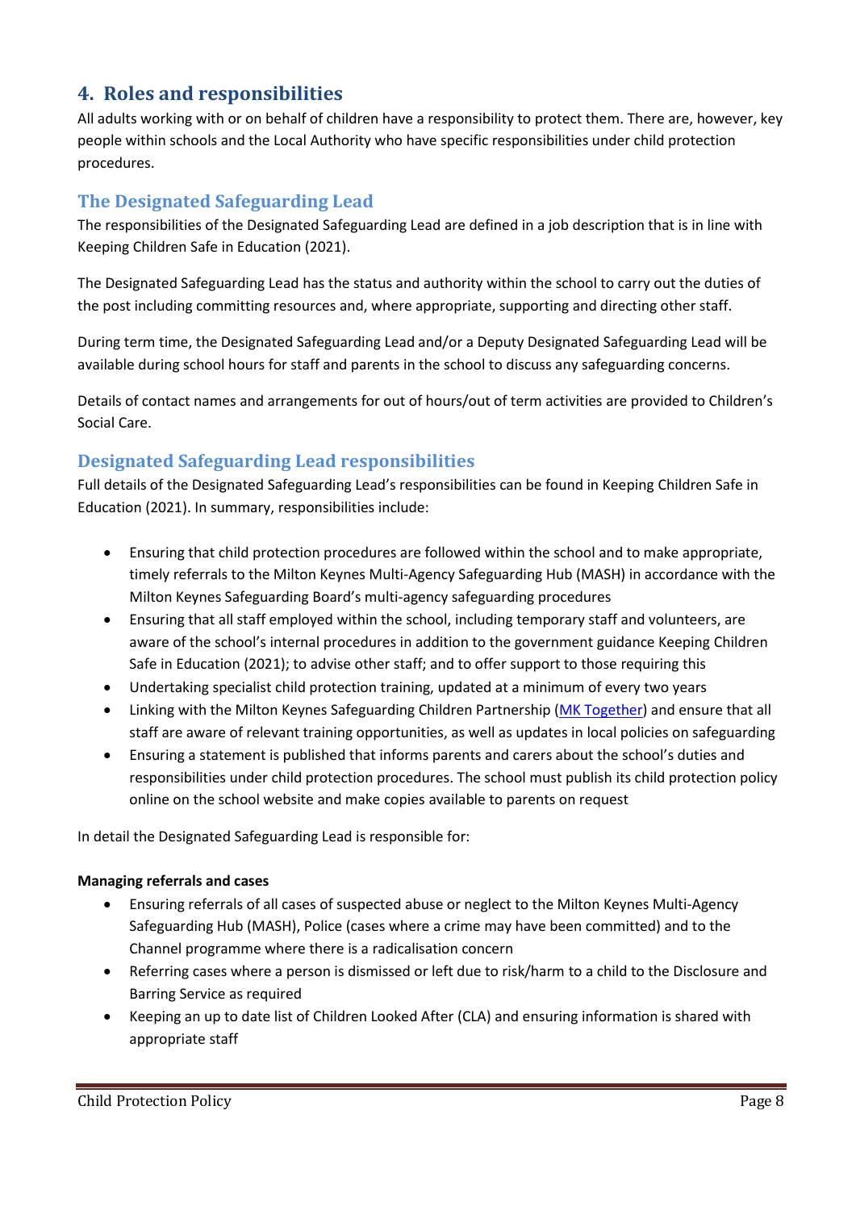## 4. Roles and responsibilities

All adults working with or on behalf of children have a responsibility to protect them. There are, however, key people within schools and the Local Authority who have specific responsibilities under child protection procedures.

### The Designated Safeguarding Lead

The responsibilities of the Designated Safeguarding Lead are defined in a job description that is in line with Keeping Children Safe in Education (2021).

The Designated Safeguarding Lead has the status and authority within the school to carry out the duties of the post including committing resources and, where appropriate, supporting and directing other staff.

During term time, the Designated Safeguarding Lead and/or a Deputy Designated Safeguarding Lead will be available during school hours for staff and parents in the school to discuss any safeguarding concerns.

Details of contact names and arrangements for out of hours/out of term activities are provided to Children's Social Care.

### Designated Safeguarding Lead responsibilities

Full details of the Designated Safeguarding Lead's responsibilities can be found in Keeping Children Safe in Education (2021). In summary, responsibilities include:

- Ensuring that child protection procedures are followed within the school and to make appropriate, timely referrals to the Milton Keynes Multi-Agency Safeguarding Hub (MASH) in accordance with the Milton Keynes Safeguarding Board's multi-agency safeguarding procedures
- Ensuring that all staff employed within the school, including temporary staff and volunteers, are aware of the school's internal procedures in addition to the government guidance Keeping Children Safe in Education (2021); to advise other staff; and to offer support to those requiring this
- Undertaking specialist child protection training, updated at a minimum of every two years
- Linking with the Milton Keynes Safeguarding Children Partnership (MK Together) and ensure that all staff are aware of relevant training opportunities, as well as updates in local policies on safeguarding
- Ensuring a statement is published that informs parents and carers about the school's duties and responsibilities under child protection procedures. The school must publish its child protection policy online on the school website and make copies available to parents on request

In detail the Designated Safeguarding Lead is responsible for:

**Managing referrals and cases**

- Ensuring referrals of all cases of suspected abuse or neglect to the Milton Keynes Multi-Agency Safeguarding Hub (MASH), Police (cases where a crime may have been committed) and to the Channel programme where there is a radicalisation concern
- Referring cases where a person is dismissed or left due to risk/harm to a child to the Disclosure and Barring Service as required
- Keeping an up to date list of Children Looked After (CLA) and ensuring information is shared with appropriate staff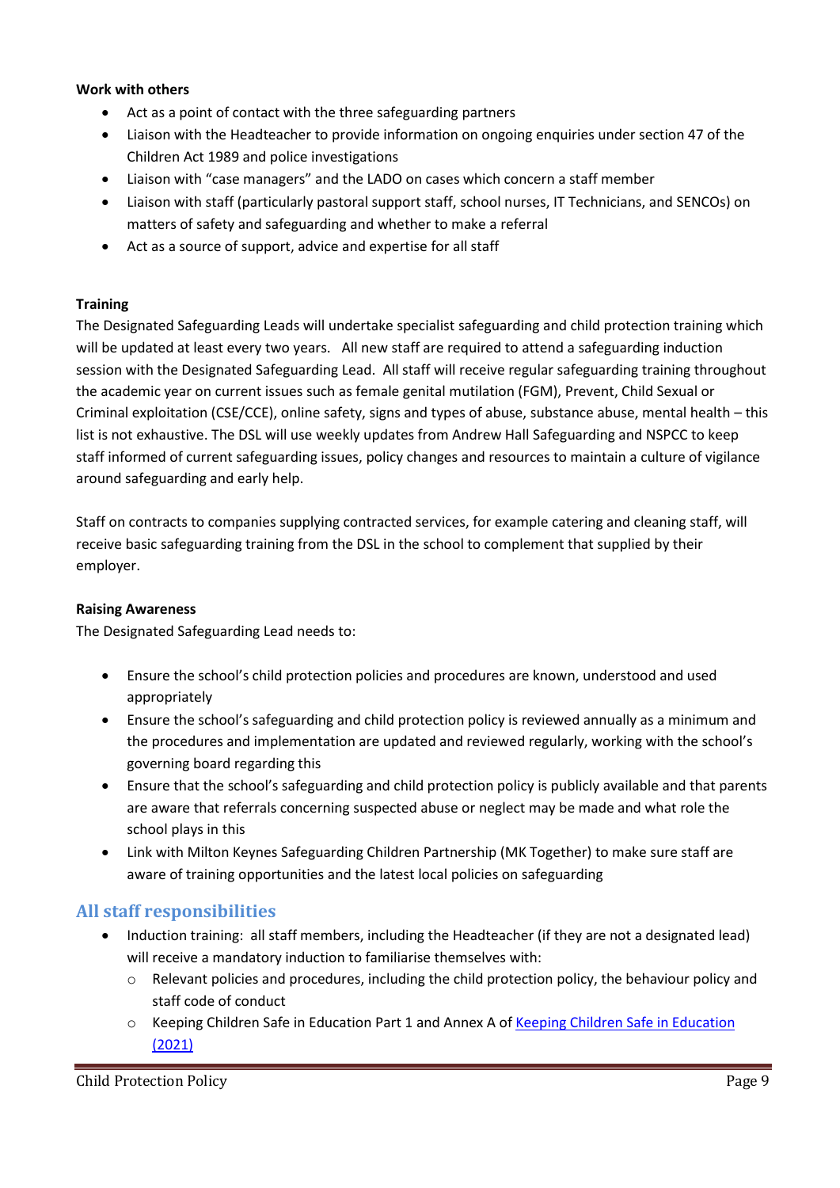**Work with others**

- Act as a point of contact with the three safeguarding partners
- Liaison with the Headteacher to provide information on ongoing enquiries under section 47 of the Children Act 1989 and police investigations
- Liaison with "case managers" and the LADO on cases which concern a staff member
- Liaison with staff (particularly pastoral support staff, school nurses, IT Technicians, and SENCOs) on matters of safety and safeguarding and whether to make a referral
- Act as a source of support, advice and expertise for all staff

**Training**

The Designated Safeguarding Leads will undertake specialist safeguarding and child protection training which will be updated at least every two years. All new staff are required to attend a safeguarding induction session with the Designated Safeguarding Lead. All staff will receive regular safeguarding training throughout the academic year on current issues such as female genital mutilation (FGM), Prevent, Child Sexual or Criminal exploitation (CSE/CCE), online safety, signs and types of abuse, substance abuse, mental health – this list is not exhaustive. The DSL will use weekly updates from Andrew Hall Safeguarding and NSPCC to keep staff informed of current safeguarding issues, policy changes and resources to maintain a culture of vigilance around safeguarding and early help.

Staff on contracts to companies supplying contracted services, for example catering and cleaning staff, will receive basic safeguarding training from the DSL in the school to complement that supplied by their employer.

**Raising Awareness**

The Designated Safeguarding Lead needs to:

- Ensure the school's child protection policies and procedures are known, understood and used appropriately
- Ensure the school's safeguarding and child protection policy is reviewed annually as a minimum and the procedures and implementation are updated and reviewed regularly, working with the school's governing board regarding this
- Ensure that the school's safeguarding and child protection policy is publicly available and that parents are aware that referrals concerning suspected abuse or neglect may be made and what role the school plays in this
- Link with Milton Keynes Safeguarding Children Partnership (MK Together) to make sure staff are aware of training opportunities and the latest local policies on safeguarding

## All staff responsibilities

- Induction training: all staff members, including the Headteacher (if they are not a designated lead) will receive a mandatory induction to familiarise themselves with:
  - Relevant policies and procedures, including the child protection policy, the behaviour policy and staff code of conduct
  - Keeping Children Safe in Education Part 1 and Annex A of [Keeping Children Safe in Education (2021)]()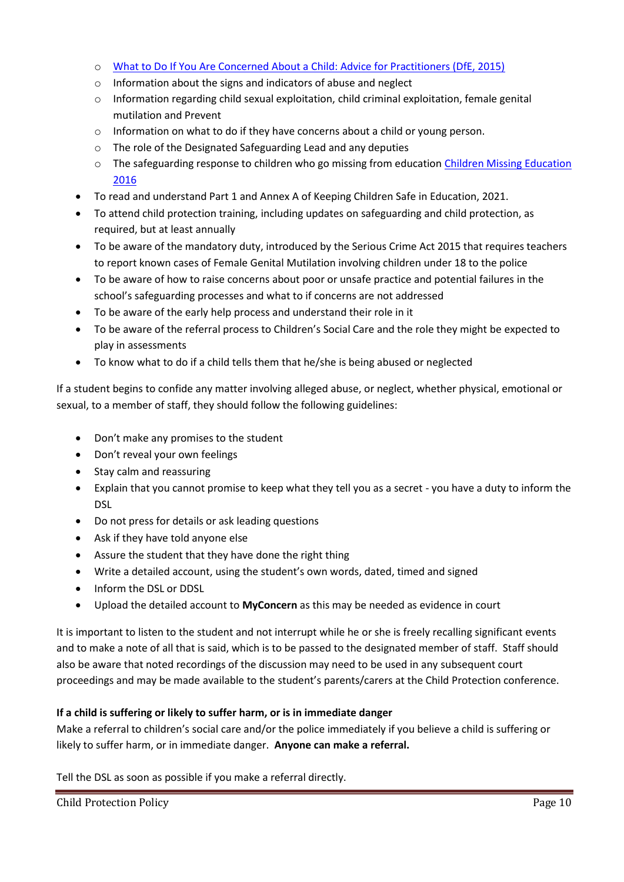- [What to Do If You Are Concerned About a Child: Advice for Practitioners (DfE, 2015)]
  - Information about the signs and indicators of abuse and neglect
  - Information regarding child sexual exploitation, child criminal exploitation, female genital mutilation and Prevent
  - Information on what to do if they have concerns about a child or young person.
  - The role of the Designated Safeguarding Lead and any deputies
  - The safeguarding response to children who go missing from education [Children Missing Education 2016]
- To read and understand Part 1 and Annex A of Keeping Children Safe in Education, 2021.
- To attend child protection training, including updates on safeguarding and child protection, as required, but at least annually
- To be aware of the mandatory duty, introduced by the Serious Crime Act 2015 that requires teachers to report known cases of Female Genital Mutilation involving children under 18 to the police
- To be aware of how to raise concerns about poor or unsafe practice and potential failures in the school's safeguarding processes and what to if concerns are not addressed
- To be aware of the early help process and understand their role in it
- To be aware of the referral process to Children's Social Care and the role they might be expected to play in assessments
- To know what to do if a child tells them that he/she is being abused or neglected

If a student begins to confide any matter involving alleged abuse, or neglect, whether physical, emotional or sexual, to a member of staff, they should follow the following guidelines:

- Don't make any promises to the student
- Don't reveal your own feelings
- Stay calm and reassuring
- Explain that you cannot promise to keep what they tell you as a secret - you have a duty to inform the DSL
- Do not press for details or ask leading questions
- Ask if they have told anyone else
- Assure the student that they have done the right thing
- Write a detailed account, using the student's own words, dated, timed and signed
- Inform the DSL or DDSL
- Upload the detailed account to **MyConcern** as this may be needed as evidence in court

It is important to listen to the student and not interrupt while he or she is freely recalling significant events and to make a note of all that is said, which is to be passed to the designated member of staff. Staff should also be aware that noted recordings of the discussion may need to be used in any subsequent court proceedings and may be made available to the student's parents/carers at the Child Protection conference.

**If a child is suffering or likely to suffer harm, or is in immediate danger**

Make a referral to children's social care and/or the police immediately if you believe a child is suffering or likely to suffer harm, or in immediate danger. **Anyone can make a referral.**

Tell the DSL as soon as possible if you make a referral directly.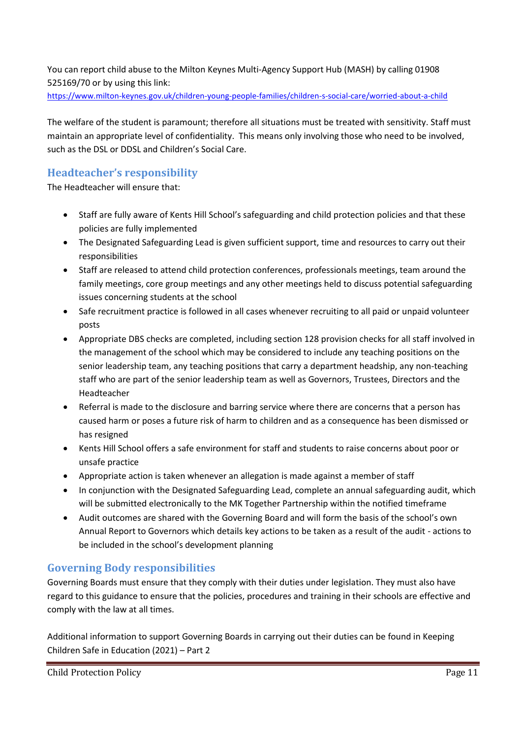You can report child abuse to the Milton Keynes Multi-Agency Support Hub (MASH) by calling 01908 525169/70 or by using this link:
https://www.milton-keynes.gov.uk/children-young-people-families/children-s-social-care/worried-about-a-child

The welfare of the student is paramount; therefore all situations must be treated with sensitivity. Staff must maintain an appropriate level of confidentiality. This means only involving those who need to be involved, such as the DSL or DDSL and Children's Social Care.

## Headteacher's responsibility

The Headteacher will ensure that:

- Staff are fully aware of Kents Hill School's safeguarding and child protection policies and that these policies are fully implemented
- The Designated Safeguarding Lead is given sufficient support, time and resources to carry out their responsibilities
- Staff are released to attend child protection conferences, professionals meetings, team around the family meetings, core group meetings and any other meetings held to discuss potential safeguarding issues concerning students at the school
- Safe recruitment practice is followed in all cases whenever recruiting to all paid or unpaid volunteer posts
- Appropriate DBS checks are completed, including section 128 provision checks for all staff involved in the management of the school which may be considered to include any teaching positions on the senior leadership team, any teaching positions that carry a department headship, any non-teaching staff who are part of the senior leadership team as well as Governors, Trustees, Directors and the Headteacher
- Referral is made to the disclosure and barring service where there are concerns that a person has caused harm or poses a future risk of harm to children and as a consequence has been dismissed or has resigned
- Kents Hill School offers a safe environment for staff and students to raise concerns about poor or unsafe practice
- Appropriate action is taken whenever an allegation is made against a member of staff
- In conjunction with the Designated Safeguarding Lead, complete an annual safeguarding audit, which will be submitted electronically to the MK Together Partnership within the notified timeframe
- Audit outcomes are shared with the Governing Board and will form the basis of the school's own Annual Report to Governors which details key actions to be taken as a result of the audit - actions to be included in the school's development planning

## Governing Body responsibilities

Governing Boards must ensure that they comply with their duties under legislation. They must also have regard to this guidance to ensure that the policies, procedures and training in their schools are effective and comply with the law at all times.

Additional information to support Governing Boards in carrying out their duties can be found in Keeping Children Safe in Education (2021) – Part 2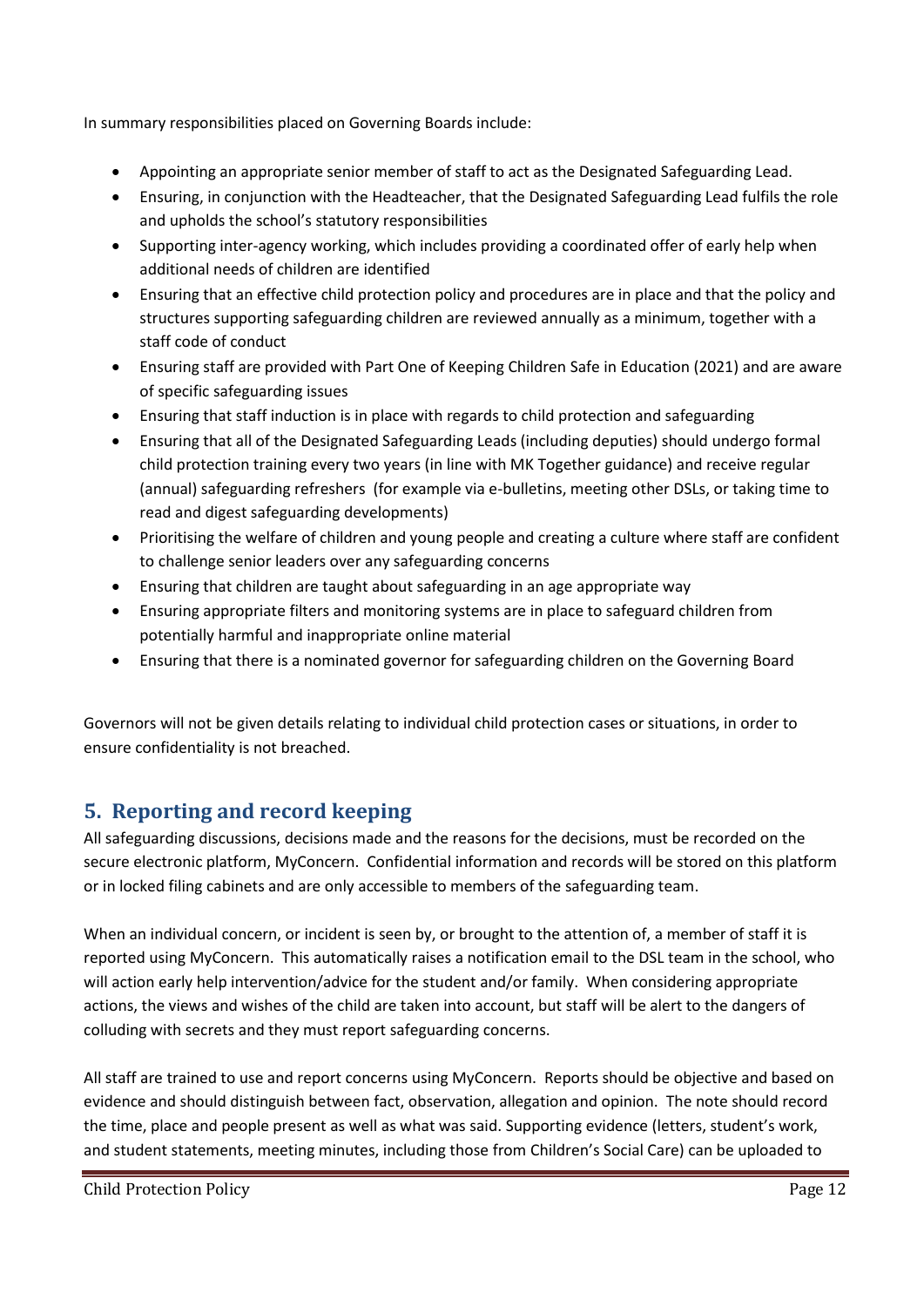In summary responsibilities placed on Governing Boards include:

- Appointing an appropriate senior member of staff to act as the Designated Safeguarding Lead.
- Ensuring, in conjunction with the Headteacher, that the Designated Safeguarding Lead fulfils the role and upholds the school's statutory responsibilities
- Supporting inter-agency working, which includes providing a coordinated offer of early help when additional needs of children are identified
- Ensuring that an effective child protection policy and procedures are in place and that the policy and structures supporting safeguarding children are reviewed annually as a minimum, together with a staff code of conduct
- Ensuring staff are provided with Part One of Keeping Children Safe in Education (2021) and are aware of specific safeguarding issues
- Ensuring that staff induction is in place with regards to child protection and safeguarding
- Ensuring that all of the Designated Safeguarding Leads (including deputies) should undergo formal child protection training every two years (in line with MK Together guidance) and receive regular (annual) safeguarding refreshers (for example via e-bulletins, meeting other DSLs, or taking time to read and digest safeguarding developments)
- Prioritising the welfare of children and young people and creating a culture where staff are confident to challenge senior leaders over any safeguarding concerns
- Ensuring that children are taught about safeguarding in an age appropriate way
- Ensuring appropriate filters and monitoring systems are in place to safeguard children from potentially harmful and inappropriate online material
- Ensuring that there is a nominated governor for safeguarding children on the Governing Board

Governors will not be given details relating to individual child protection cases or situations, in order to ensure confidentiality is not breached.

## 5. Reporting and record keeping

All safeguarding discussions, decisions made and the reasons for the decisions, must be recorded on the secure electronic platform, MyConcern. Confidential information and records will be stored on this platform or in locked filing cabinets and are only accessible to members of the safeguarding team.

When an individual concern, or incident is seen by, or brought to the attention of, a member of staff it is reported using MyConcern. This automatically raises a notification email to the DSL team in the school, who will action early help intervention/advice for the student and/or family. When considering appropriate actions, the views and wishes of the child are taken into account, but staff will be alert to the dangers of colluding with secrets and they must report safeguarding concerns.

All staff are trained to use and report concerns using MyConcern. Reports should be objective and based on evidence and should distinguish between fact, observation, allegation and opinion. The note should record the time, place and people present as well as what was said. Supporting evidence (letters, student's work, and student statements, meeting minutes, including those from Children's Social Care) can be uploaded to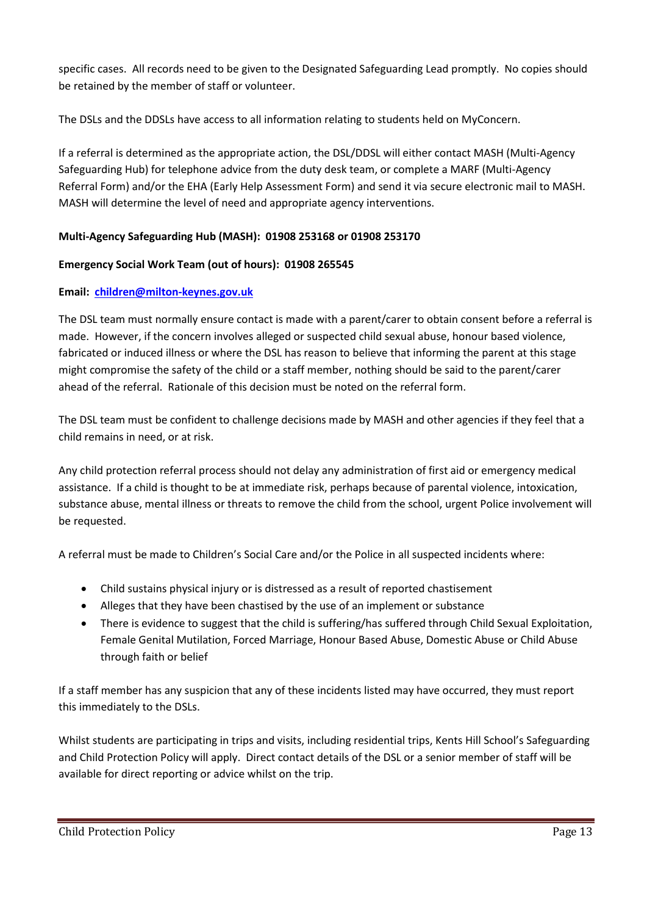specific cases. All records need to be given to the Designated Safeguarding Lead promptly. No copies should be retained by the member of staff or volunteer.

The DSLs and the DDSLs have access to all information relating to students held on MyConcern.

If a referral is determined as the appropriate action, the DSL/DDSL will either contact MASH (Multi-Agency Safeguarding Hub) for telephone advice from the duty desk team, or complete a MARF (Multi-Agency Referral Form) and/or the EHA (Early Help Assessment Form) and send it via secure electronic mail to MASH. MASH will determine the level of need and appropriate agency interventions.

**Multi-Agency Safeguarding Hub (MASH): 01908 253168 or 01908 253170**

**Emergency Social Work Team (out of hours): 01908 265545**

**Email: children@milton-keynes.gov.uk**

The DSL team must normally ensure contact is made with a parent/carer to obtain consent before a referral is made. However, if the concern involves alleged or suspected child sexual abuse, honour based violence, fabricated or induced illness or where the DSL has reason to believe that informing the parent at this stage might compromise the safety of the child or a staff member, nothing should be said to the parent/carer ahead of the referral. Rationale of this decision must be noted on the referral form.

The DSL team must be confident to challenge decisions made by MASH and other agencies if they feel that a child remains in need, or at risk.

Any child protection referral process should not delay any administration of first aid or emergency medical assistance. If a child is thought to be at immediate risk, perhaps because of parental violence, intoxication, substance abuse, mental illness or threats to remove the child from the school, urgent Police involvement will be requested.

A referral must be made to Children's Social Care and/or the Police in all suspected incidents where:

- Child sustains physical injury or is distressed as a result of reported chastisement
- Alleges that they have been chastised by the use of an implement or substance
- There is evidence to suggest that the child is suffering/has suffered through Child Sexual Exploitation, Female Genital Mutilation, Forced Marriage, Honour Based Abuse, Domestic Abuse or Child Abuse through faith or belief

If a staff member has any suspicion that any of these incidents listed may have occurred, they must report this immediately to the DSLs.

Whilst students are participating in trips and visits, including residential trips, Kents Hill School's Safeguarding and Child Protection Policy will apply. Direct contact details of the DSL or a senior member of staff will be available for direct reporting or advice whilst on the trip.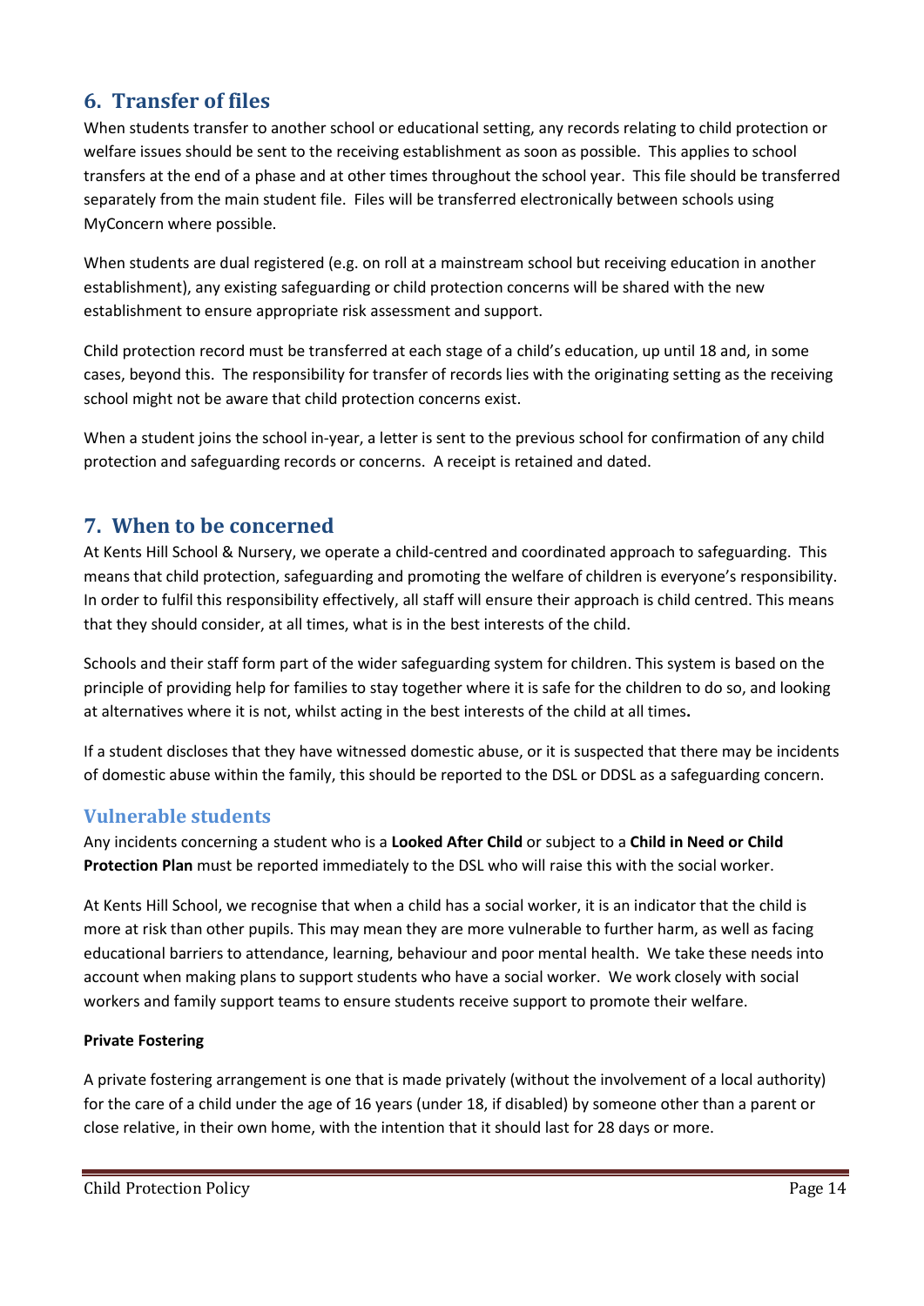## 6. Transfer of files

When students transfer to another school or educational setting, any records relating to child protection or welfare issues should be sent to the receiving establishment as soon as possible. This applies to school transfers at the end of a phase and at other times throughout the school year. This file should be transferred separately from the main student file. Files will be transferred electronically between schools using MyConcern where possible.

When students are dual registered (e.g. on roll at a mainstream school but receiving education in another establishment), any existing safeguarding or child protection concerns will be shared with the new establishment to ensure appropriate risk assessment and support.

Child protection record must be transferred at each stage of a child's education, up until 18 and, in some cases, beyond this. The responsibility for transfer of records lies with the originating setting as the receiving school might not be aware that child protection concerns exist.

When a student joins the school in-year, a letter is sent to the previous school for confirmation of any child protection and safeguarding records or concerns. A receipt is retained and dated.

## 7. When to be concerned

At Kents Hill School & Nursery, we operate a child-centred and coordinated approach to safeguarding. This means that child protection, safeguarding and promoting the welfare of children is everyone's responsibility. In order to fulfil this responsibility effectively, all staff will ensure their approach is child centred. This means that they should consider, at all times, what is in the best interests of the child.

Schools and their staff form part of the wider safeguarding system for children. This system is based on the principle of providing help for families to stay together where it is safe for the children to do so, and looking at alternatives where it is not, whilst acting in the best interests of the child at all times**.**

If a student discloses that they have witnessed domestic abuse, or it is suspected that there may be incidents of domestic abuse within the family, this should be reported to the DSL or DDSL as a safeguarding concern.

### Vulnerable students

Any incidents concerning a student who is a **Looked After Child** or subject to a **Child in Need or Child Protection Plan** must be reported immediately to the DSL who will raise this with the social worker.

At Kents Hill School, we recognise that when a child has a social worker, it is an indicator that the child is more at risk than other pupils. This may mean they are more vulnerable to further harm, as well as facing educational barriers to attendance, learning, behaviour and poor mental health. We take these needs into account when making plans to support students who have a social worker. We work closely with social workers and family support teams to ensure students receive support to promote their welfare.

**Private Fostering**

A private fostering arrangement is one that is made privately (without the involvement of a local authority) for the care of a child under the age of 16 years (under 18, if disabled) by someone other than a parent or close relative, in their own home, with the intention that it should last for 28 days or more.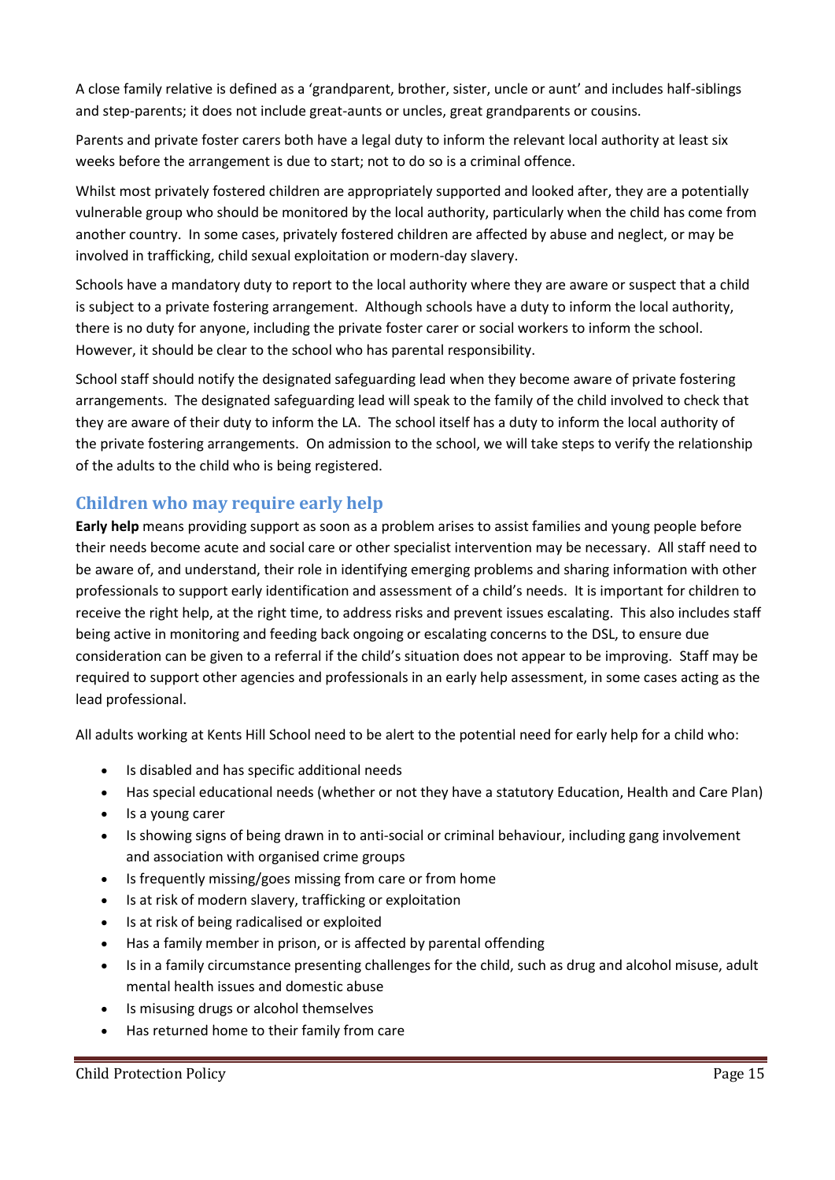A close family relative is defined as a 'grandparent, brother, sister, uncle or aunt' and includes half-siblings and step-parents; it does not include great-aunts or uncles, great grandparents or cousins.

Parents and private foster carers both have a legal duty to inform the relevant local authority at least six weeks before the arrangement is due to start; not to do so is a criminal offence.

Whilst most privately fostered children are appropriately supported and looked after, they are a potentially vulnerable group who should be monitored by the local authority, particularly when the child has come from another country. In some cases, privately fostered children are affected by abuse and neglect, or may be involved in trafficking, child sexual exploitation or modern-day slavery.

Schools have a mandatory duty to report to the local authority where they are aware or suspect that a child is subject to a private fostering arrangement. Although schools have a duty to inform the local authority, there is no duty for anyone, including the private foster carer or social workers to inform the school. However, it should be clear to the school who has parental responsibility.

School staff should notify the designated safeguarding lead when they become aware of private fostering arrangements. The designated safeguarding lead will speak to the family of the child involved to check that they are aware of their duty to inform the LA. The school itself has a duty to inform the local authority of the private fostering arrangements. On admission to the school, we will take steps to verify the relationship of the adults to the child who is being registered.

## Children who may require early help

**Early help** means providing support as soon as a problem arises to assist families and young people before their needs become acute and social care or other specialist intervention may be necessary. All staff need to be aware of, and understand, their role in identifying emerging problems and sharing information with other professionals to support early identification and assessment of a child's needs. It is important for children to receive the right help, at the right time, to address risks and prevent issues escalating. This also includes staff being active in monitoring and feeding back ongoing or escalating concerns to the DSL, to ensure due consideration can be given to a referral if the child's situation does not appear to be improving. Staff may be required to support other agencies and professionals in an early help assessment, in some cases acting as the lead professional.

All adults working at Kents Hill School need to be alert to the potential need for early help for a child who:

- Is disabled and has specific additional needs
- Has special educational needs (whether or not they have a statutory Education, Health and Care Plan)
- Is a young carer
- Is showing signs of being drawn in to anti-social or criminal behaviour, including gang involvement and association with organised crime groups
- Is frequently missing/goes missing from care or from home
- Is at risk of modern slavery, trafficking or exploitation
- Is at risk of being radicalised or exploited
- Has a family member in prison, or is affected by parental offending
- Is in a family circumstance presenting challenges for the child, such as drug and alcohol misuse, adult mental health issues and domestic abuse
- Is misusing drugs or alcohol themselves
- Has returned home to their family from care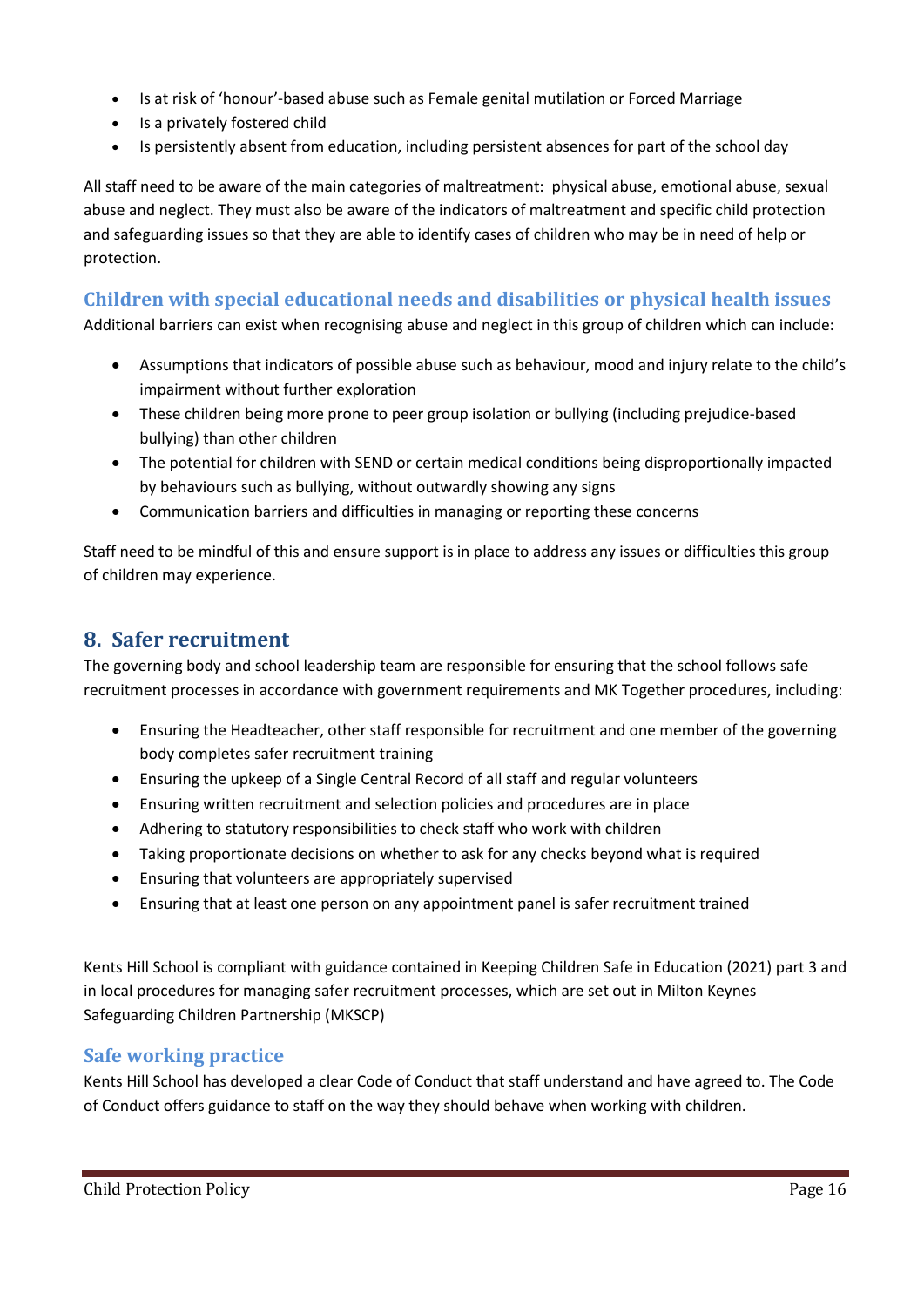- Is at risk of 'honour'-based abuse such as Female genital mutilation or Forced Marriage
- Is a privately fostered child
- Is persistently absent from education, including persistent absences for part of the school day

All staff need to be aware of the main categories of maltreatment: physical abuse, emotional abuse, sexual abuse and neglect. They must also be aware of the indicators of maltreatment and specific child protection and safeguarding issues so that they are able to identify cases of children who may be in need of help or protection.

### Children with special educational needs and disabilities or physical health issues

Additional barriers can exist when recognising abuse and neglect in this group of children which can include:

- Assumptions that indicators of possible abuse such as behaviour, mood and injury relate to the child's impairment without further exploration
- These children being more prone to peer group isolation or bullying (including prejudice-based bullying) than other children
- The potential for children with SEND or certain medical conditions being disproportionally impacted by behaviours such as bullying, without outwardly showing any signs
- Communication barriers and difficulties in managing or reporting these concerns

Staff need to be mindful of this and ensure support is in place to address any issues or difficulties this group of children may experience.

## 8. Safer recruitment

The governing body and school leadership team are responsible for ensuring that the school follows safe recruitment processes in accordance with government requirements and MK Together procedures, including:

- Ensuring the Headteacher, other staff responsible for recruitment and one member of the governing body completes safer recruitment training
- Ensuring the upkeep of a Single Central Record of all staff and regular volunteers
- Ensuring written recruitment and selection policies and procedures are in place
- Adhering to statutory responsibilities to check staff who work with children
- Taking proportionate decisions on whether to ask for any checks beyond what is required
- Ensuring that volunteers are appropriately supervised
- Ensuring that at least one person on any appointment panel is safer recruitment trained

Kents Hill School is compliant with guidance contained in Keeping Children Safe in Education (2021) part 3 and in local procedures for managing safer recruitment processes, which are set out in Milton Keynes Safeguarding Children Partnership (MKSCP)

### Safe working practice

Kents Hill School has developed a clear Code of Conduct that staff understand and have agreed to. The Code of Conduct offers guidance to staff on the way they should behave when working with children.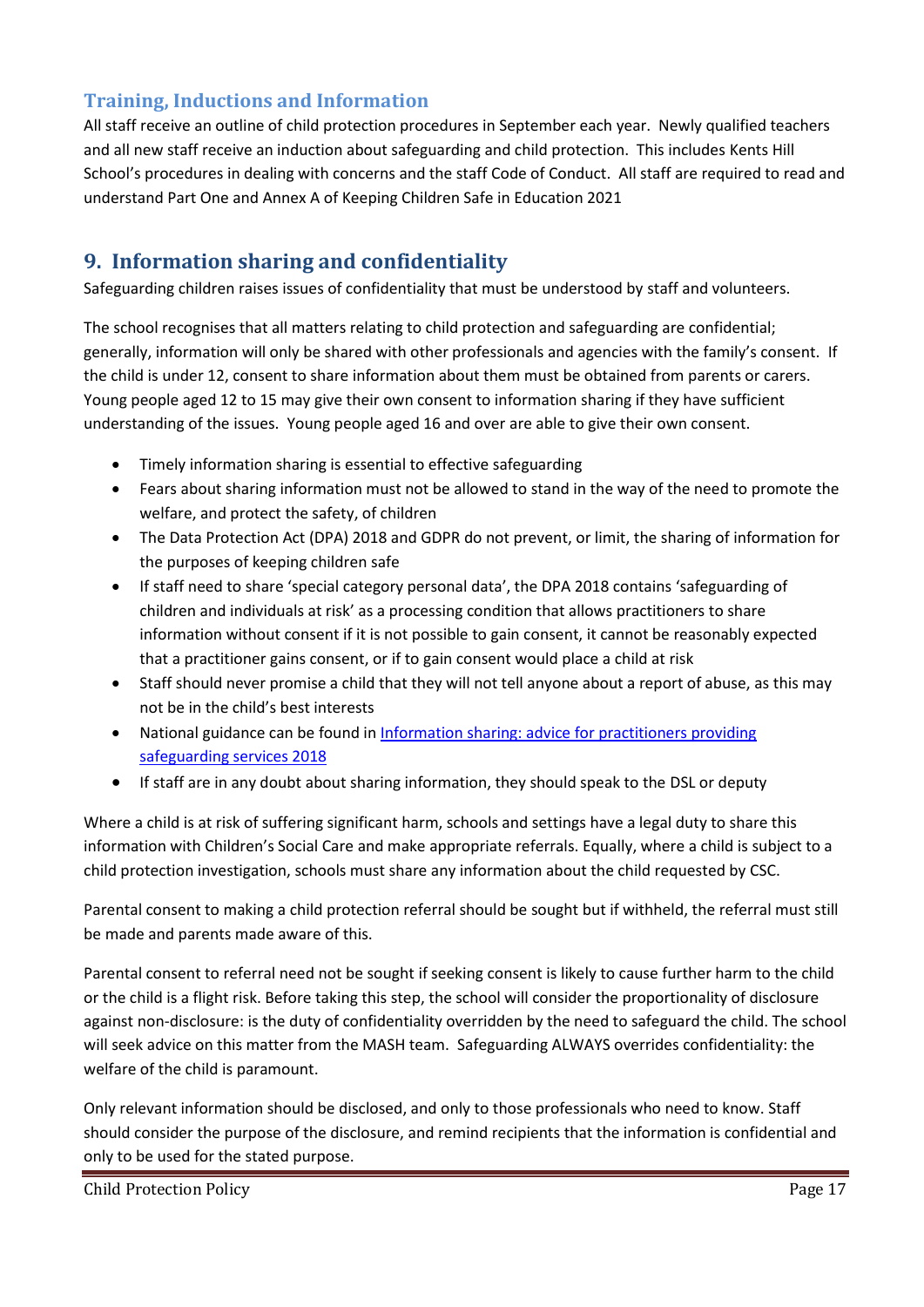### Training, Inductions and Information

All staff receive an outline of child protection procedures in September each year. Newly qualified teachers and all new staff receive an induction about safeguarding and child protection. This includes Kents Hill School's procedures in dealing with concerns and the staff Code of Conduct. All staff are required to read and understand Part One and Annex A of Keeping Children Safe in Education 2021

## 9. Information sharing and confidentiality

Safeguarding children raises issues of confidentiality that must be understood by staff and volunteers.

The school recognises that all matters relating to child protection and safeguarding are confidential; generally, information will only be shared with other professionals and agencies with the family's consent. If the child is under 12, consent to share information about them must be obtained from parents or carers. Young people aged 12 to 15 may give their own consent to information sharing if they have sufficient understanding of the issues. Young people aged 16 and over are able to give their own consent.

- Timely information sharing is essential to effective safeguarding
- Fears about sharing information must not be allowed to stand in the way of the need to promote the welfare, and protect the safety, of children
- The Data Protection Act (DPA) 2018 and GDPR do not prevent, or limit, the sharing of information for the purposes of keeping children safe
- If staff need to share 'special category personal data', the DPA 2018 contains 'safeguarding of children and individuals at risk' as a processing condition that allows practitioners to share information without consent if it is not possible to gain consent, it cannot be reasonably expected that a practitioner gains consent, or if to gain consent would place a child at risk
- Staff should never promise a child that they will not tell anyone about a report of abuse, as this may not be in the child's best interests
- National guidance can be found in Information sharing: advice for practitioners providing safeguarding services 2018
- If staff are in any doubt about sharing information, they should speak to the DSL or deputy

Where a child is at risk of suffering significant harm, schools and settings have a legal duty to share this information with Children's Social Care and make appropriate referrals. Equally, where a child is subject to a child protection investigation, schools must share any information about the child requested by CSC.

Parental consent to making a child protection referral should be sought but if withheld, the referral must still be made and parents made aware of this.

Parental consent to referral need not be sought if seeking consent is likely to cause further harm to the child or the child is a flight risk. Before taking this step, the school will consider the proportionality of disclosure against non-disclosure: is the duty of confidentiality overridden by the need to safeguard the child. The school will seek advice on this matter from the MASH team. Safeguarding ALWAYS overrides confidentiality: the welfare of the child is paramount.

Only relevant information should be disclosed, and only to those professionals who need to know. Staff should consider the purpose of the disclosure, and remind recipients that the information is confidential and only to be used for the stated purpose.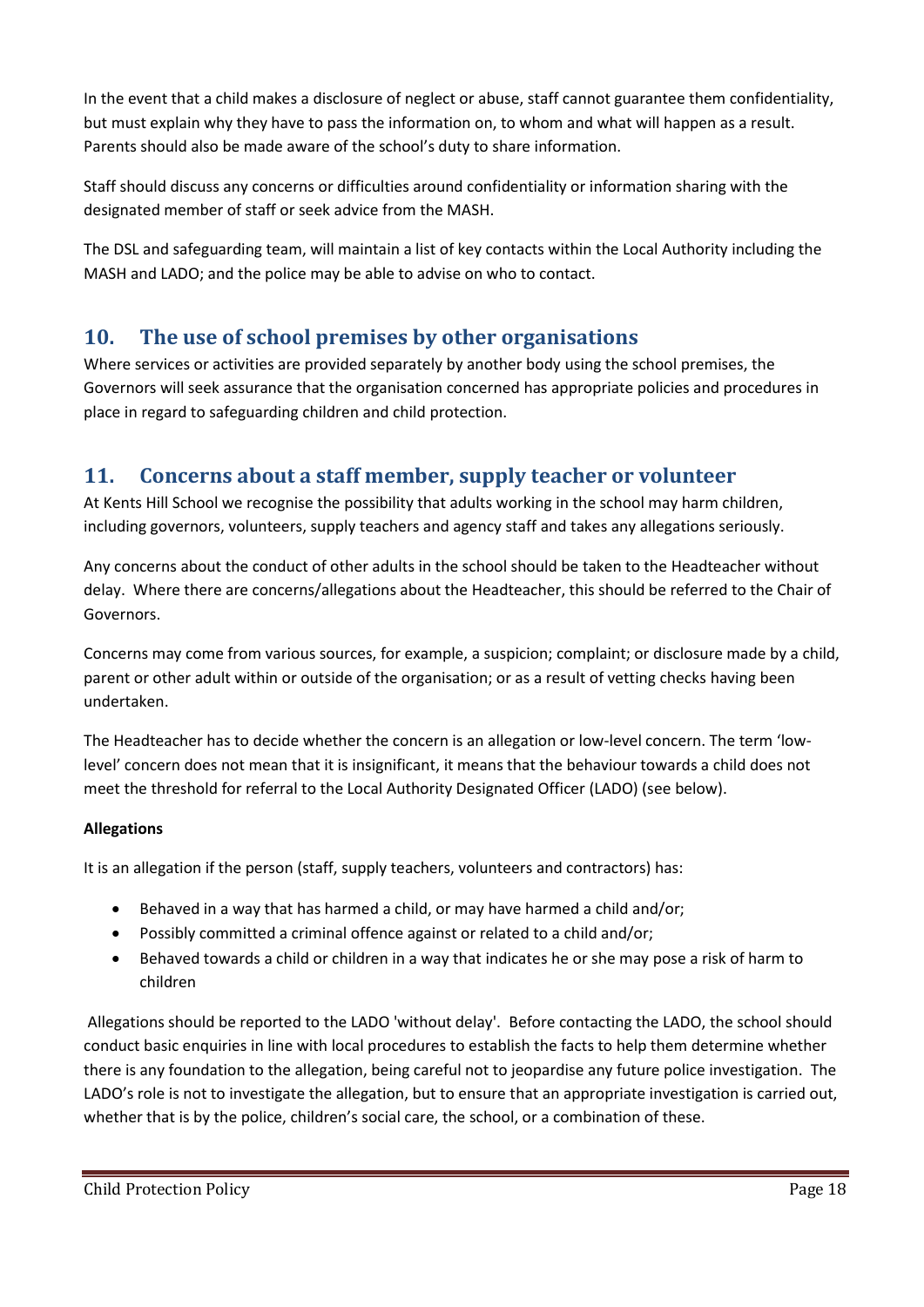In the event that a child makes a disclosure of neglect or abuse, staff cannot guarantee them confidentiality, but must explain why they have to pass the information on, to whom and what will happen as a result. Parents should also be made aware of the school's duty to share information.

Staff should discuss any concerns or difficulties around confidentiality or information sharing with the designated member of staff or seek advice from the MASH.

The DSL and safeguarding team, will maintain a list of key contacts within the Local Authority including the MASH and LADO; and the police may be able to advise on who to contact.

## 10. The use of school premises by other organisations

Where services or activities are provided separately by another body using the school premises, the Governors will seek assurance that the organisation concerned has appropriate policies and procedures in place in regard to safeguarding children and child protection.

## 11. Concerns about a staff member, supply teacher or volunteer

At Kents Hill School we recognise the possibility that adults working in the school may harm children, including governors, volunteers, supply teachers and agency staff and takes any allegations seriously.

Any concerns about the conduct of other adults in the school should be taken to the Headteacher without delay. Where there are concerns/allegations about the Headteacher, this should be referred to the Chair of Governors.

Concerns may come from various sources, for example, a suspicion; complaint; or disclosure made by a child, parent or other adult within or outside of the organisation; or as a result of vetting checks having been undertaken.

The Headteacher has to decide whether the concern is an allegation or low-level concern. The term 'low-level' concern does not mean that it is insignificant, it means that the behaviour towards a child does not meet the threshold for referral to the Local Authority Designated Officer (LADO) (see below).

**Allegations**

It is an allegation if the person (staff, supply teachers, volunteers and contractors) has:

- Behaved in a way that has harmed a child, or may have harmed a child and/or;
- Possibly committed a criminal offence against or related to a child and/or;
- Behaved towards a child or children in a way that indicates he or she may pose a risk of harm to children

Allegations should be reported to the LADO 'without delay'. Before contacting the LADO, the school should conduct basic enquiries in line with local procedures to establish the facts to help them determine whether there is any foundation to the allegation, being careful not to jeopardise any future police investigation. The LADO's role is not to investigate the allegation, but to ensure that an appropriate investigation is carried out, whether that is by the police, children's social care, the school, or a combination of these.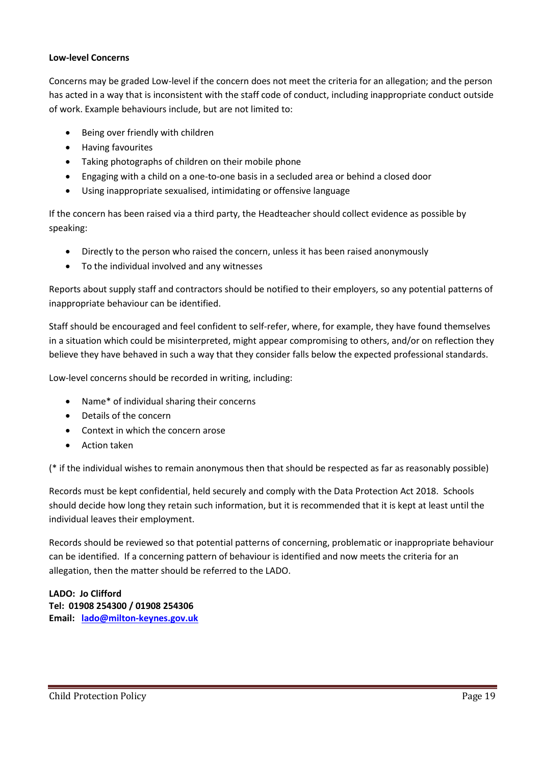**Low-level Concerns**

Concerns may be graded Low-level if the concern does not meet the criteria for an allegation; and the person has acted in a way that is inconsistent with the staff code of conduct, including inappropriate conduct outside of work. Example behaviours include, but are not limited to:

- Being over friendly with children
- Having favourites
- Taking photographs of children on their mobile phone
- Engaging with a child on a one-to-one basis in a secluded area or behind a closed door
- Using inappropriate sexualised, intimidating or offensive language

If the concern has been raised via a third party, the Headteacher should collect evidence as possible by speaking:

- Directly to the person who raised the concern, unless it has been raised anonymously
- To the individual involved and any witnesses

Reports about supply staff and contractors should be notified to their employers, so any potential patterns of inappropriate behaviour can be identified.

Staff should be encouraged and feel confident to self-refer, where, for example, they have found themselves in a situation which could be misinterpreted, might appear compromising to others, and/or on reflection they believe they have behaved in such a way that they consider falls below the expected professional standards.

Low-level concerns should be recorded in writing, including:

- Name* of individual sharing their concerns
- Details of the concern
- Context in which the concern arose
- Action taken

(* if the individual wishes to remain anonymous then that should be respected as far as reasonably possible)

Records must be kept confidential, held securely and comply with the Data Protection Act 2018. Schools should decide how long they retain such information, but it is recommended that it is kept at least until the individual leaves their employment.

Records should be reviewed so that potential patterns of concerning, problematic or inappropriate behaviour can be identified. If a concerning pattern of behaviour is identified and now meets the criteria for an allegation, then the matter should be referred to the LADO.

**LADO: Jo Clifford**
**Tel: 01908 254300 / 01908 254306**
**Email: lado@milton-keynes.gov.uk**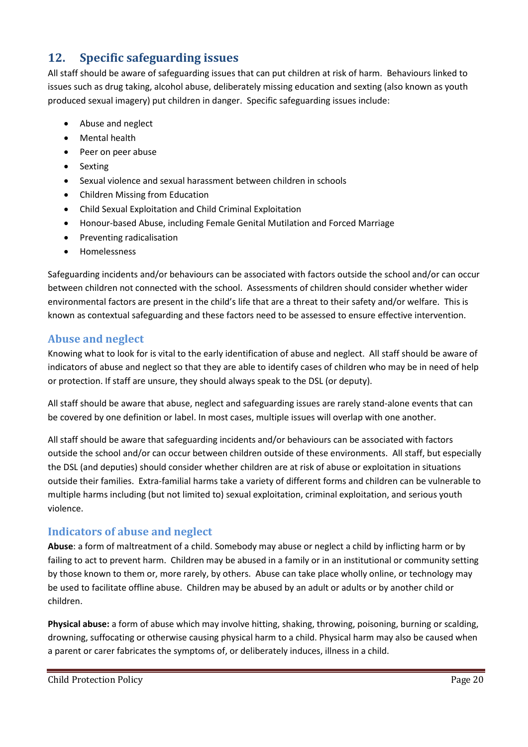## 12. Specific safeguarding issues

All staff should be aware of safeguarding issues that can put children at risk of harm. Behaviours linked to issues such as drug taking, alcohol abuse, deliberately missing education and sexting (also known as youth produced sexual imagery) put children in danger. Specific safeguarding issues include:

- Abuse and neglect
- Mental health
- Peer on peer abuse
- Sexting
- Sexual violence and sexual harassment between children in schools
- Children Missing from Education
- Child Sexual Exploitation and Child Criminal Exploitation
- Honour-based Abuse, including Female Genital Mutilation and Forced Marriage
- Preventing radicalisation
- Homelessness

Safeguarding incidents and/or behaviours can be associated with factors outside the school and/or can occur between children not connected with the school. Assessments of children should consider whether wider environmental factors are present in the child's life that are a threat to their safety and/or welfare. This is known as contextual safeguarding and these factors need to be assessed to ensure effective intervention.

### Abuse and neglect

Knowing what to look for is vital to the early identification of abuse and neglect. All staff should be aware of indicators of abuse and neglect so that they are able to identify cases of children who may be in need of help or protection. If staff are unsure, they should always speak to the DSL (or deputy).

All staff should be aware that abuse, neglect and safeguarding issues are rarely stand-alone events that can be covered by one definition or label. In most cases, multiple issues will overlap with one another.

All staff should be aware that safeguarding incidents and/or behaviours can be associated with factors outside the school and/or can occur between children outside of these environments. All staff, but especially the DSL (and deputies) should consider whether children are at risk of abuse or exploitation in situations outside their families. Extra-familial harms take a variety of different forms and children can be vulnerable to multiple harms including (but not limited to) sexual exploitation, criminal exploitation, and serious youth violence.

### Indicators of abuse and neglect

**Abuse**: a form of maltreatment of a child. Somebody may abuse or neglect a child by inflicting harm or by failing to act to prevent harm. Children may be abused in a family or in an institutional or community setting by those known to them or, more rarely, by others. Abuse can take place wholly online, or technology may be used to facilitate offline abuse. Children may be abused by an adult or adults or by another child or children.

**Physical abuse:** a form of abuse which may involve hitting, shaking, throwing, poisoning, burning or scalding, drowning, suffocating or otherwise causing physical harm to a child. Physical harm may also be caused when a parent or carer fabricates the symptoms of, or deliberately induces, illness in a child.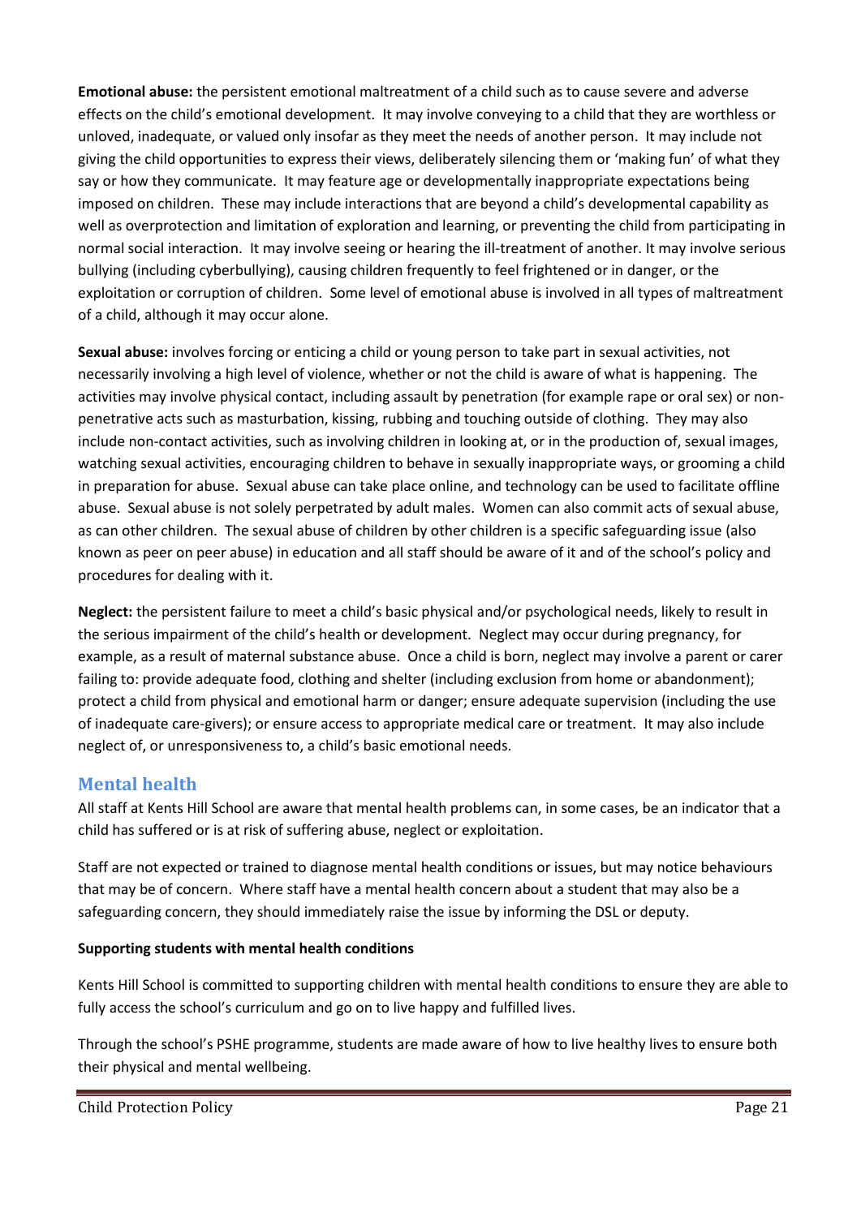**Emotional abuse:** the persistent emotional maltreatment of a child such as to cause severe and adverse effects on the child's emotional development. It may involve conveying to a child that they are worthless or unloved, inadequate, or valued only insofar as they meet the needs of another person. It may include not giving the child opportunities to express their views, deliberately silencing them or 'making fun' of what they say or how they communicate. It may feature age or developmentally inappropriate expectations being imposed on children. These may include interactions that are beyond a child's developmental capability as well as overprotection and limitation of exploration and learning, or preventing the child from participating in normal social interaction. It may involve seeing or hearing the ill-treatment of another. It may involve serious bullying (including cyberbullying), causing children frequently to feel frightened or in danger, or the exploitation or corruption of children. Some level of emotional abuse is involved in all types of maltreatment of a child, although it may occur alone.

**Sexual abuse:** involves forcing or enticing a child or young person to take part in sexual activities, not necessarily involving a high level of violence, whether or not the child is aware of what is happening. The activities may involve physical contact, including assault by penetration (for example rape or oral sex) or non-penetrative acts such as masturbation, kissing, rubbing and touching outside of clothing. They may also include non-contact activities, such as involving children in looking at, or in the production of, sexual images, watching sexual activities, encouraging children to behave in sexually inappropriate ways, or grooming a child in preparation for abuse. Sexual abuse can take place online, and technology can be used to facilitate offline abuse. Sexual abuse is not solely perpetrated by adult males. Women can also commit acts of sexual abuse, as can other children. The sexual abuse of children by other children is a specific safeguarding issue (also known as peer on peer abuse) in education and all staff should be aware of it and of the school's policy and procedures for dealing with it.

**Neglect:** the persistent failure to meet a child's basic physical and/or psychological needs, likely to result in the serious impairment of the child's health or development. Neglect may occur during pregnancy, for example, as a result of maternal substance abuse. Once a child is born, neglect may involve a parent or carer failing to: provide adequate food, clothing and shelter (including exclusion from home or abandonment); protect a child from physical and emotional harm or danger; ensure adequate supervision (including the use of inadequate care-givers); or ensure access to appropriate medical care or treatment. It may also include neglect of, or unresponsiveness to, a child's basic emotional needs.

## Mental health

All staff at Kents Hill School are aware that mental health problems can, in some cases, be an indicator that a child has suffered or is at risk of suffering abuse, neglect or exploitation.

Staff are not expected or trained to diagnose mental health conditions or issues, but may notice behaviours that may be of concern. Where staff have a mental health concern about a student that may also be a safeguarding concern, they should immediately raise the issue by informing the DSL or deputy.

**Supporting students with mental health conditions**

Kents Hill School is committed to supporting children with mental health conditions to ensure they are able to fully access the school's curriculum and go on to live happy and fulfilled lives.

Through the school's PSHE programme, students are made aware of how to live healthy lives to ensure both their physical and mental wellbeing.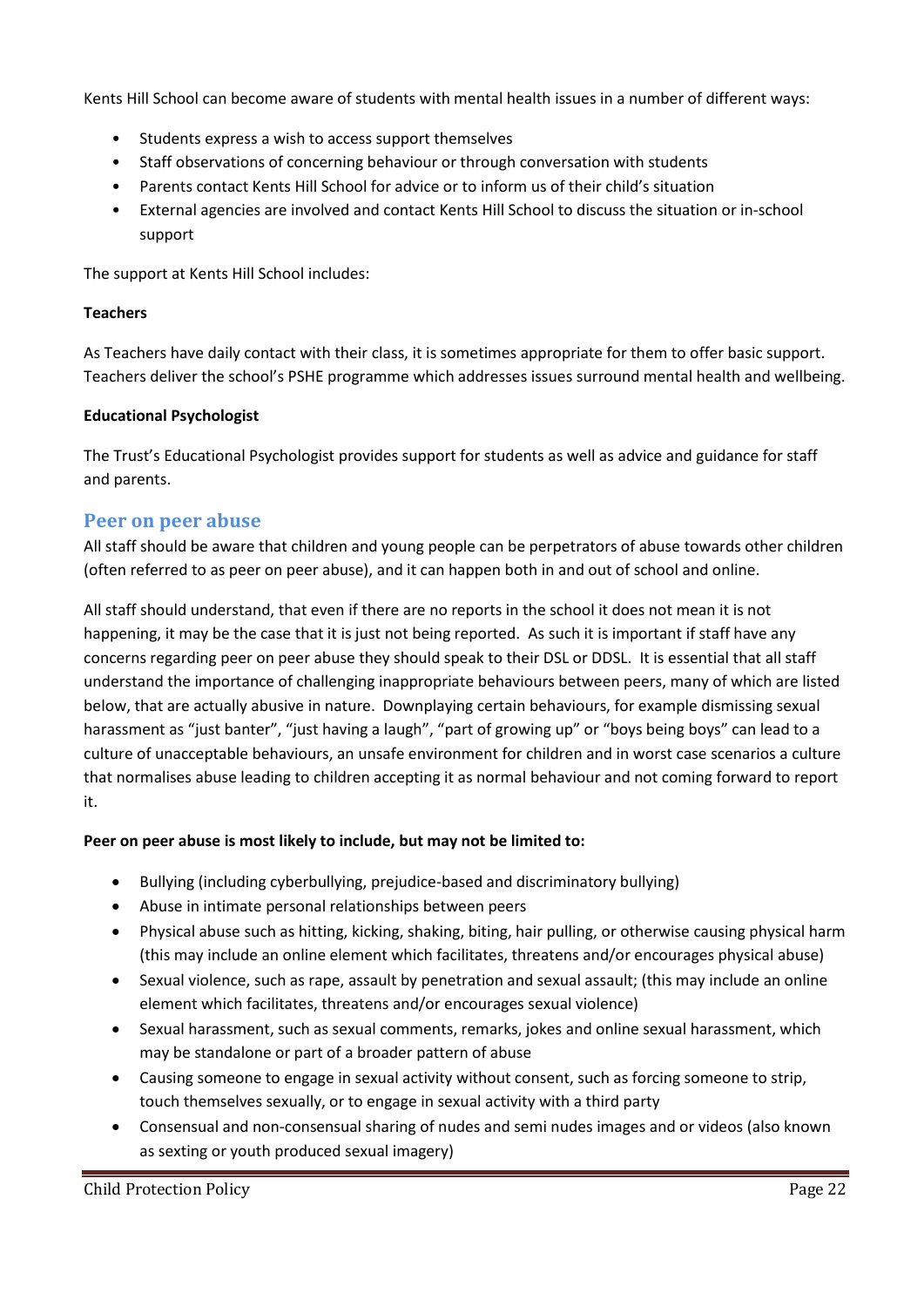Kents Hill School can become aware of students with mental health issues in a number of different ways:

- Students express a wish to access support themselves
- Staff observations of concerning behaviour or through conversation with students
- Parents contact Kents Hill School for advice or to inform us of their child's situation
- External agencies are involved and contact Kents Hill School to discuss the situation or in-school support

The support at Kents Hill School includes:

**Teachers**

As Teachers have daily contact with their class, it is sometimes appropriate for them to offer basic support. Teachers deliver the school's PSHE programme which addresses issues surround mental health and wellbeing.

**Educational Psychologist**

The Trust's Educational Psychologist provides support for students as well as advice and guidance for staff and parents.

## Peer on peer abuse

All staff should be aware that children and young people can be perpetrators of abuse towards other children (often referred to as peer on peer abuse), and it can happen both in and out of school and online.

All staff should understand, that even if there are no reports in the school it does not mean it is not happening, it may be the case that it is just not being reported. As such it is important if staff have any concerns regarding peer on peer abuse they should speak to their DSL or DDSL. It is essential that all staff understand the importance of challenging inappropriate behaviours between peers, many of which are listed below, that are actually abusive in nature. Downplaying certain behaviours, for example dismissing sexual harassment as "just banter", "just having a laugh", "part of growing up" or "boys being boys" can lead to a culture of unacceptable behaviours, an unsafe environment for children and in worst case scenarios a culture that normalises abuse leading to children accepting it as normal behaviour and not coming forward to report it.

**Peer on peer abuse is most likely to include, but may not be limited to:**

- Bullying (including cyberbullying, prejudice-based and discriminatory bullying)
- Abuse in intimate personal relationships between peers
- Physical abuse such as hitting, kicking, shaking, biting, hair pulling, or otherwise causing physical harm (this may include an online element which facilitates, threatens and/or encourages physical abuse)
- Sexual violence, such as rape, assault by penetration and sexual assault; (this may include an online element which facilitates, threatens and/or encourages sexual violence)
- Sexual harassment, such as sexual comments, remarks, jokes and online sexual harassment, which may be standalone or part of a broader pattern of abuse
- Causing someone to engage in sexual activity without consent, such as forcing someone to strip, touch themselves sexually, or to engage in sexual activity with a third party
- Consensual and non-consensual sharing of nudes and semi nudes images and or videos (also known as sexting or youth produced sexual imagery)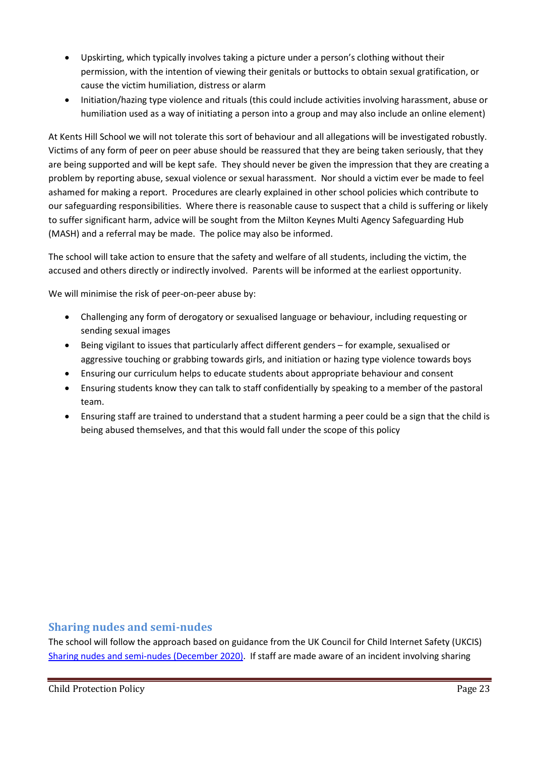- Upskirting, which typically involves taking a picture under a person's clothing without their permission, with the intention of viewing their genitals or buttocks to obtain sexual gratification, or cause the victim humiliation, distress or alarm
- Initiation/hazing type violence and rituals (this could include activities involving harassment, abuse or humiliation used as a way of initiating a person into a group and may also include an online element)

At Kents Hill School we will not tolerate this sort of behaviour and all allegations will be investigated robustly. Victims of any form of peer on peer abuse should be reassured that they are being taken seriously, that they are being supported and will be kept safe. They should never be given the impression that they are creating a problem by reporting abuse, sexual violence or sexual harassment. Nor should a victim ever be made to feel ashamed for making a report. Procedures are clearly explained in other school policies which contribute to our safeguarding responsibilities. Where there is reasonable cause to suspect that a child is suffering or likely to suffer significant harm, advice will be sought from the Milton Keynes Multi Agency Safeguarding Hub (MASH) and a referral may be made. The police may also be informed.

The school will take action to ensure that the safety and welfare of all students, including the victim, the accused and others directly or indirectly involved. Parents will be informed at the earliest opportunity.

We will minimise the risk of peer-on-peer abuse by:

- Challenging any form of derogatory or sexualised language or behaviour, including requesting or sending sexual images
- Being vigilant to issues that particularly affect different genders – for example, sexualised or aggressive touching or grabbing towards girls, and initiation or hazing type violence towards boys
- Ensuring our curriculum helps to educate students about appropriate behaviour and consent
- Ensuring students know they can talk to staff confidentially by speaking to a member of the pastoral team.
- Ensuring staff are trained to understand that a student harming a peer could be a sign that the child is being abused themselves, and that this would fall under the scope of this policy

## Sharing nudes and semi-nudes

The school will follow the approach based on guidance from the UK Council for Child Internet Safety (UKCIS) [Sharing nudes and semi-nudes (December 2020)](). If staff are made aware of an incident involving sharing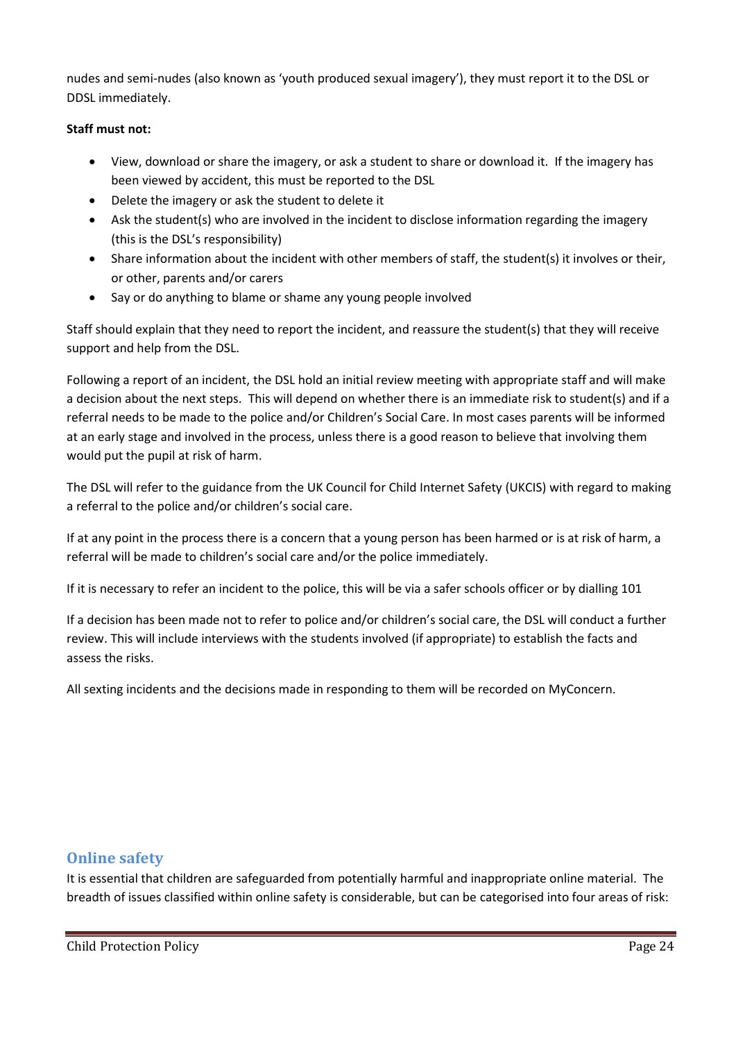nudes and semi-nudes (also known as 'youth produced sexual imagery'), they must report it to the DSL or DDSL immediately.

**Staff must not:**

- View, download or share the imagery, or ask a student to share or download it. If the imagery has been viewed by accident, this must be reported to the DSL
- Delete the imagery or ask the student to delete it
- Ask the student(s) who are involved in the incident to disclose information regarding the imagery (this is the DSL's responsibility)
- Share information about the incident with other members of staff, the student(s) it involves or their, or other, parents and/or carers
- Say or do anything to blame or shame any young people involved

Staff should explain that they need to report the incident, and reassure the student(s) that they will receive support and help from the DSL.

Following a report of an incident, the DSL hold an initial review meeting with appropriate staff and will make a decision about the next steps. This will depend on whether there is an immediate risk to student(s) and if a referral needs to be made to the police and/or Children's Social Care. In most cases parents will be informed at an early stage and involved in the process, unless there is a good reason to believe that involving them would put the pupil at risk of harm.

The DSL will refer to the guidance from the UK Council for Child Internet Safety (UKCIS) with regard to making a referral to the police and/or children's social care.

If at any point in the process there is a concern that a young person has been harmed or is at risk of harm, a referral will be made to children's social care and/or the police immediately.

If it is necessary to refer an incident to the police, this will be via a safer schools officer or by dialling 101

If a decision has been made not to refer to police and/or children's social care, the DSL will conduct a further review. This will include interviews with the students involved (if appropriate) to establish the facts and assess the risks.

All sexting incidents and the decisions made in responding to them will be recorded on MyConcern.

## Online safety

It is essential that children are safeguarded from potentially harmful and inappropriate online material. The breadth of issues classified within online safety is considerable, but can be categorised into four areas of risk: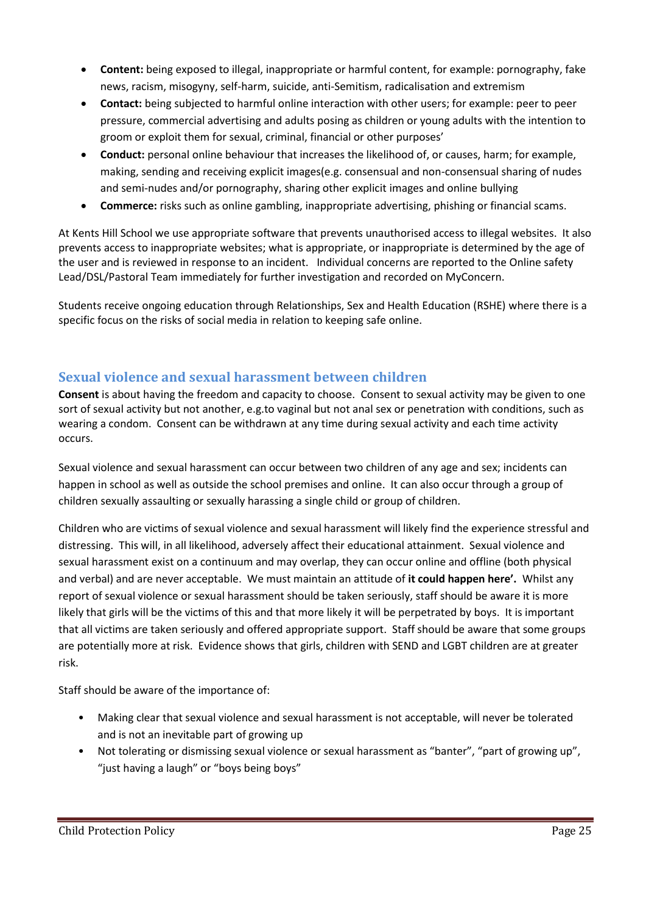- **Content:** being exposed to illegal, inappropriate or harmful content, for example: pornography, fake news, racism, misogyny, self-harm, suicide, anti-Semitism, radicalisation and extremism
- **Contact:** being subjected to harmful online interaction with other users; for example: peer to peer pressure, commercial advertising and adults posing as children or young adults with the intention to groom or exploit them for sexual, criminal, financial or other purposes'
- **Conduct:** personal online behaviour that increases the likelihood of, or causes, harm; for example, making, sending and receiving explicit images(e.g. consensual and non-consensual sharing of nudes and semi-nudes and/or pornography, sharing other explicit images and online bullying
- **Commerce:** risks such as online gambling, inappropriate advertising, phishing or financial scams.

At Kents Hill School we use appropriate software that prevents unauthorised access to illegal websites. It also prevents access to inappropriate websites; what is appropriate, or inappropriate is determined by the age of the user and is reviewed in response to an incident. Individual concerns are reported to the Online safety Lead/DSL/Pastoral Team immediately for further investigation and recorded on MyConcern.

Students receive ongoing education through Relationships, Sex and Health Education (RSHE) where there is a specific focus on the risks of social media in relation to keeping safe online.

## Sexual violence and sexual harassment between children

**Consent** is about having the freedom and capacity to choose. Consent to sexual activity may be given to one sort of sexual activity but not another, e.g.to vaginal but not anal sex or penetration with conditions, such as wearing a condom. Consent can be withdrawn at any time during sexual activity and each time activity occurs.

Sexual violence and sexual harassment can occur between two children of any age and sex; incidents can happen in school as well as outside the school premises and online. It can also occur through a group of children sexually assaulting or sexually harassing a single child or group of children.

Children who are victims of sexual violence and sexual harassment will likely find the experience stressful and distressing. This will, in all likelihood, adversely affect their educational attainment. Sexual violence and sexual harassment exist on a continuum and may overlap, they can occur online and offline (both physical and verbal) and are never acceptable. We must maintain an attitude of **it could happen here'.** Whilst any report of sexual violence or sexual harassment should be taken seriously, staff should be aware it is more likely that girls will be the victims of this and that more likely it will be perpetrated by boys. It is important that all victims are taken seriously and offered appropriate support. Staff should be aware that some groups are potentially more at risk. Evidence shows that girls, children with SEND and LGBT children are at greater risk.

Staff should be aware of the importance of:

- Making clear that sexual violence and sexual harassment is not acceptable, will never be tolerated and is not an inevitable part of growing up
- Not tolerating or dismissing sexual violence or sexual harassment as "banter", "part of growing up", "just having a laugh" or "boys being boys"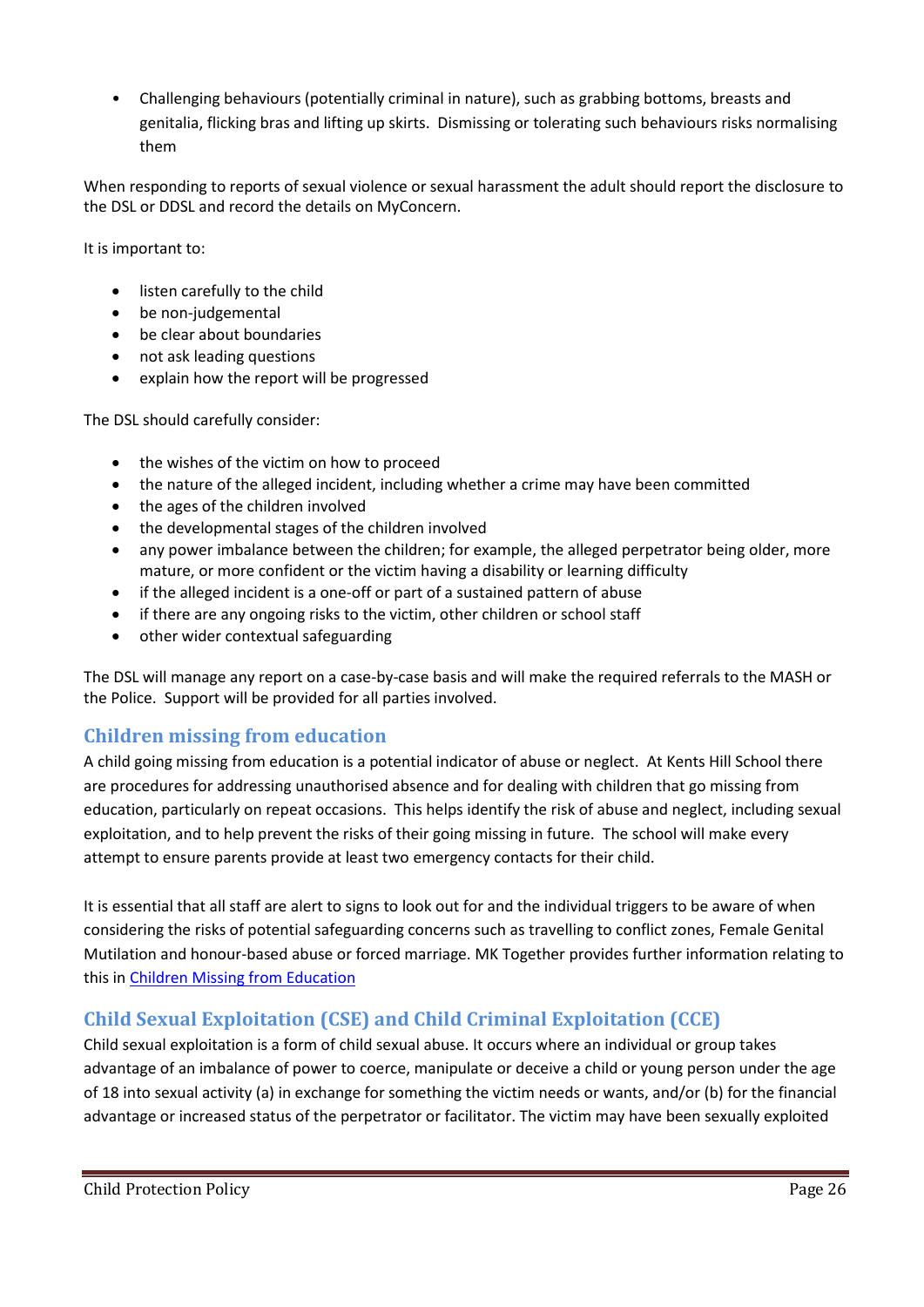- Challenging behaviours (potentially criminal in nature), such as grabbing bottoms, breasts and genitalia, flicking bras and lifting up skirts. Dismissing or tolerating such behaviours risks normalising them

When responding to reports of sexual violence or sexual harassment the adult should report the disclosure to the DSL or DDSL and record the details on MyConcern.

It is important to:

- listen carefully to the child
- be non-judgemental
- be clear about boundaries
- not ask leading questions
- explain how the report will be progressed

The DSL should carefully consider:

- the wishes of the victim on how to proceed
- the nature of the alleged incident, including whether a crime may have been committed
- the ages of the children involved
- the developmental stages of the children involved
- any power imbalance between the children; for example, the alleged perpetrator being older, more mature, or more confident or the victim having a disability or learning difficulty
- if the alleged incident is a one-off or part of a sustained pattern of abuse
- if there are any ongoing risks to the victim, other children or school staff
- other wider contextual safeguarding

The DSL will manage any report on a case-by-case basis and will make the required referrals to the MASH or the Police. Support will be provided for all parties involved.

## Children missing from education

A child going missing from education is a potential indicator of abuse or neglect. At Kents Hill School there are procedures for addressing unauthorised absence and for dealing with children that go missing from education, particularly on repeat occasions. This helps identify the risk of abuse and neglect, including sexual exploitation, and to help prevent the risks of their going missing in future. The school will make every attempt to ensure parents provide at least two emergency contacts for their child.

It is essential that all staff are alert to signs to look out for and the individual triggers to be aware of when considering the risks of potential safeguarding concerns such as travelling to conflict zones, Female Genital Mutilation and honour-based abuse or forced marriage. MK Together provides further information relating to this in Children Missing from Education

## Child Sexual Exploitation (CSE) and Child Criminal Exploitation (CCE)

Child sexual exploitation is a form of child sexual abuse. It occurs where an individual or group takes advantage of an imbalance of power to coerce, manipulate or deceive a child or young person under the age of 18 into sexual activity (a) in exchange for something the victim needs or wants, and/or (b) for the financial advantage or increased status of the perpetrator or facilitator. The victim may have been sexually exploited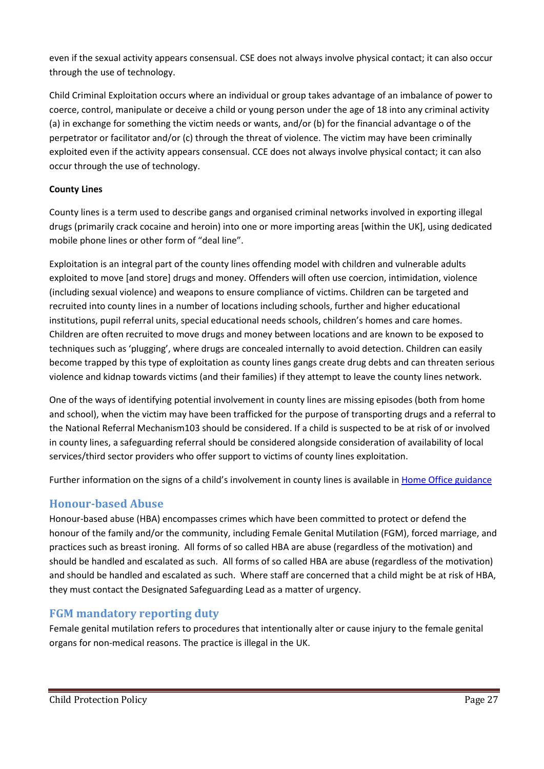even if the sexual activity appears consensual. CSE does not always involve physical contact; it can also occur through the use of technology.

Child Criminal Exploitation occurs where an individual or group takes advantage of an imbalance of power to coerce, control, manipulate or deceive a child or young person under the age of 18 into any criminal activity (a) in exchange for something the victim needs or wants, and/or (b) for the financial advantage o of the perpetrator or facilitator and/or (c) through the threat of violence. The victim may have been criminally exploited even if the activity appears consensual. CCE does not always involve physical contact; it can also occur through the use of technology.

**County Lines**

County lines is a term used to describe gangs and organised criminal networks involved in exporting illegal drugs (primarily crack cocaine and heroin) into one or more importing areas [within the UK], using dedicated mobile phone lines or other form of "deal line".

Exploitation is an integral part of the county lines offending model with children and vulnerable adults exploited to move [and store] drugs and money. Offenders will often use coercion, intimidation, violence (including sexual violence) and weapons to ensure compliance of victims. Children can be targeted and recruited into county lines in a number of locations including schools, further and higher educational institutions, pupil referral units, special educational needs schools, children's homes and care homes. Children are often recruited to move drugs and money between locations and are known to be exposed to techniques such as 'plugging', where drugs are concealed internally to avoid detection. Children can easily become trapped by this type of exploitation as county lines gangs create drug debts and can threaten serious violence and kidnap towards victims (and their families) if they attempt to leave the county lines network.

One of the ways of identifying potential involvement in county lines are missing episodes (both from home and school), when the victim may have been trafficked for the purpose of transporting drugs and a referral to the National Referral Mechanism103 should be considered. If a child is suspected to be at risk of or involved in county lines, a safeguarding referral should be considered alongside consideration of availability of local services/third sector providers who offer support to victims of county lines exploitation.

Further information on the signs of a child's involvement in county lines is available in Home Office guidance

## Honour-based Abuse

Honour-based abuse (HBA) encompasses crimes which have been committed to protect or defend the honour of the family and/or the community, including Female Genital Mutilation (FGM), forced marriage, and practices such as breast ironing. All forms of so called HBA are abuse (regardless of the motivation) and should be handled and escalated as such. All forms of so called HBA are abuse (regardless of the motivation) and should be handled and escalated as such. Where staff are concerned that a child might be at risk of HBA, they must contact the Designated Safeguarding Lead as a matter of urgency.

## FGM mandatory reporting duty

Female genital mutilation refers to procedures that intentionally alter or cause injury to the female genital organs for non-medical reasons. The practice is illegal in the UK.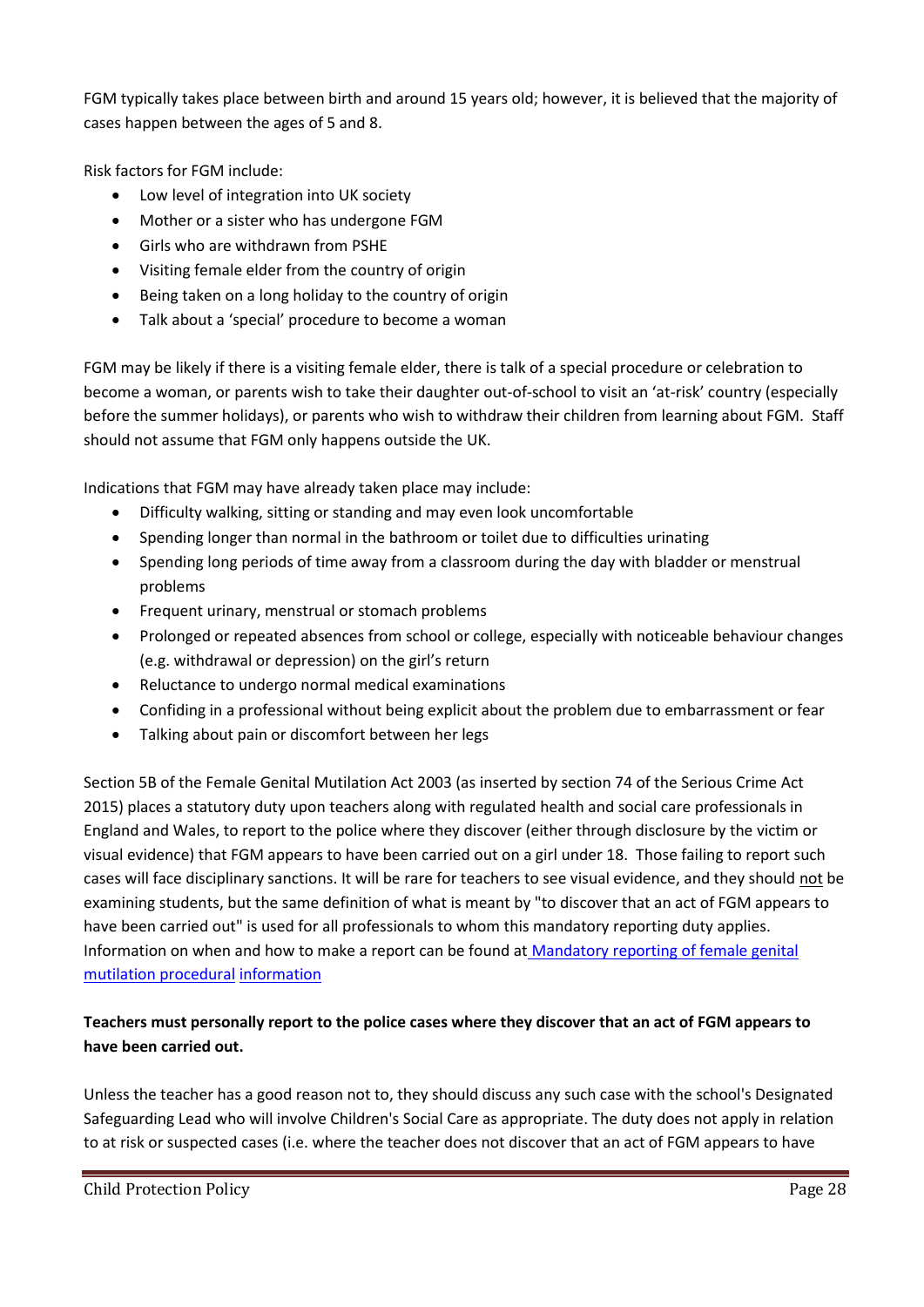FGM typically takes place between birth and around 15 years old; however, it is believed that the majority of cases happen between the ages of 5 and 8.

Risk factors for FGM include:

- Low level of integration into UK society
- Mother or a sister who has undergone FGM
- Girls who are withdrawn from PSHE
- Visiting female elder from the country of origin
- Being taken on a long holiday to the country of origin
- Talk about a 'special' procedure to become a woman

FGM may be likely if there is a visiting female elder, there is talk of a special procedure or celebration to become a woman, or parents wish to take their daughter out-of-school to visit an 'at-risk' country (especially before the summer holidays), or parents who wish to withdraw their children from learning about FGM. Staff should not assume that FGM only happens outside the UK.

Indications that FGM may have already taken place may include:

- Difficulty walking, sitting or standing and may even look uncomfortable
- Spending longer than normal in the bathroom or toilet due to difficulties urinating
- Spending long periods of time away from a classroom during the day with bladder or menstrual problems
- Frequent urinary, menstrual or stomach problems
- Prolonged or repeated absences from school or college, especially with noticeable behaviour changes (e.g. withdrawal or depression) on the girl's return
- Reluctance to undergo normal medical examinations
- Confiding in a professional without being explicit about the problem due to embarrassment or fear
- Talking about pain or discomfort between her legs

Section 5B of the Female Genital Mutilation Act 2003 (as inserted by section 74 of the Serious Crime Act 2015) places a statutory duty upon teachers along with regulated health and social care professionals in England and Wales, to report to the police where they discover (either through disclosure by the victim or visual evidence) that FGM appears to have been carried out on a girl under 18. Those failing to report such cases will face disciplinary sanctions. It will be rare for teachers to see visual evidence, and they should <u>not</u> be examining students, but the same definition of what is meant by "to discover that an act of FGM appears to have been carried out" is used for all professionals to whom this mandatory reporting duty applies. Information on when and how to make a report can be found at [Mandatory reporting of female genital mutilation procedural information]()

**Teachers must personally report to the police cases where they discover that an act of FGM appears to have been carried out.**

Unless the teacher has a good reason not to, they should discuss any such case with the school's Designated Safeguarding Lead who will involve Children's Social Care as appropriate. The duty does not apply in relation to at risk or suspected cases (i.e. where the teacher does not discover that an act of FGM appears to have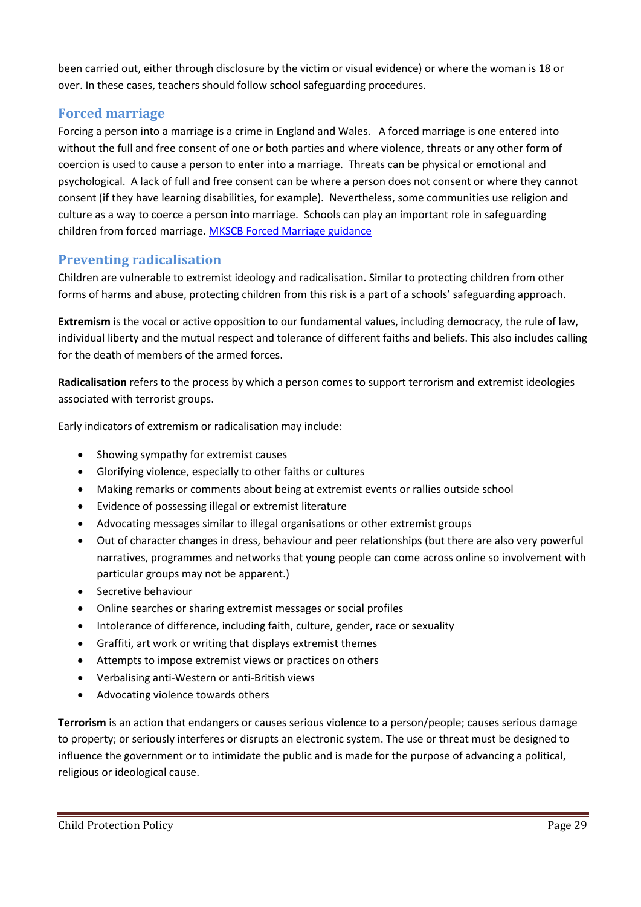been carried out, either through disclosure by the victim or visual evidence) or where the woman is 18 or over. In these cases, teachers should follow school safeguarding procedures.

## Forced marriage

Forcing a person into a marriage is a crime in England and Wales. A forced marriage is one entered into without the full and free consent of one or both parties and where violence, threats or any other form of coercion is used to cause a person to enter into a marriage. Threats can be physical or emotional and psychological. A lack of full and free consent can be where a person does not consent or where they cannot consent (if they have learning disabilities, for example). Nevertheless, some communities use religion and culture as a way to coerce a person into marriage. Schools can play an important role in safeguarding children from forced marriage. MKSCB Forced Marriage guidance

## Preventing radicalisation

Children are vulnerable to extremist ideology and radicalisation. Similar to protecting children from other forms of harms and abuse, protecting children from this risk is a part of a schools' safeguarding approach.

**Extremism** is the vocal or active opposition to our fundamental values, including democracy, the rule of law, individual liberty and the mutual respect and tolerance of different faiths and beliefs. This also includes calling for the death of members of the armed forces.

**Radicalisation** refers to the process by which a person comes to support terrorism and extremist ideologies associated with terrorist groups.

Early indicators of extremism or radicalisation may include:

- Showing sympathy for extremist causes
- Glorifying violence, especially to other faiths or cultures
- Making remarks or comments about being at extremist events or rallies outside school
- Evidence of possessing illegal or extremist literature
- Advocating messages similar to illegal organisations or other extremist groups
- Out of character changes in dress, behaviour and peer relationships (but there are also very powerful narratives, programmes and networks that young people can come across online so involvement with particular groups may not be apparent.)
- Secretive behaviour
- Online searches or sharing extremist messages or social profiles
- Intolerance of difference, including faith, culture, gender, race or sexuality
- Graffiti, art work or writing that displays extremist themes
- Attempts to impose extremist views or practices on others
- Verbalising anti-Western or anti-British views
- Advocating violence towards others

**Terrorism** is an action that endangers or causes serious violence to a person/people; causes serious damage to property; or seriously interferes or disrupts an electronic system. The use or threat must be designed to influence the government or to intimidate the public and is made for the purpose of advancing a political, religious or ideological cause.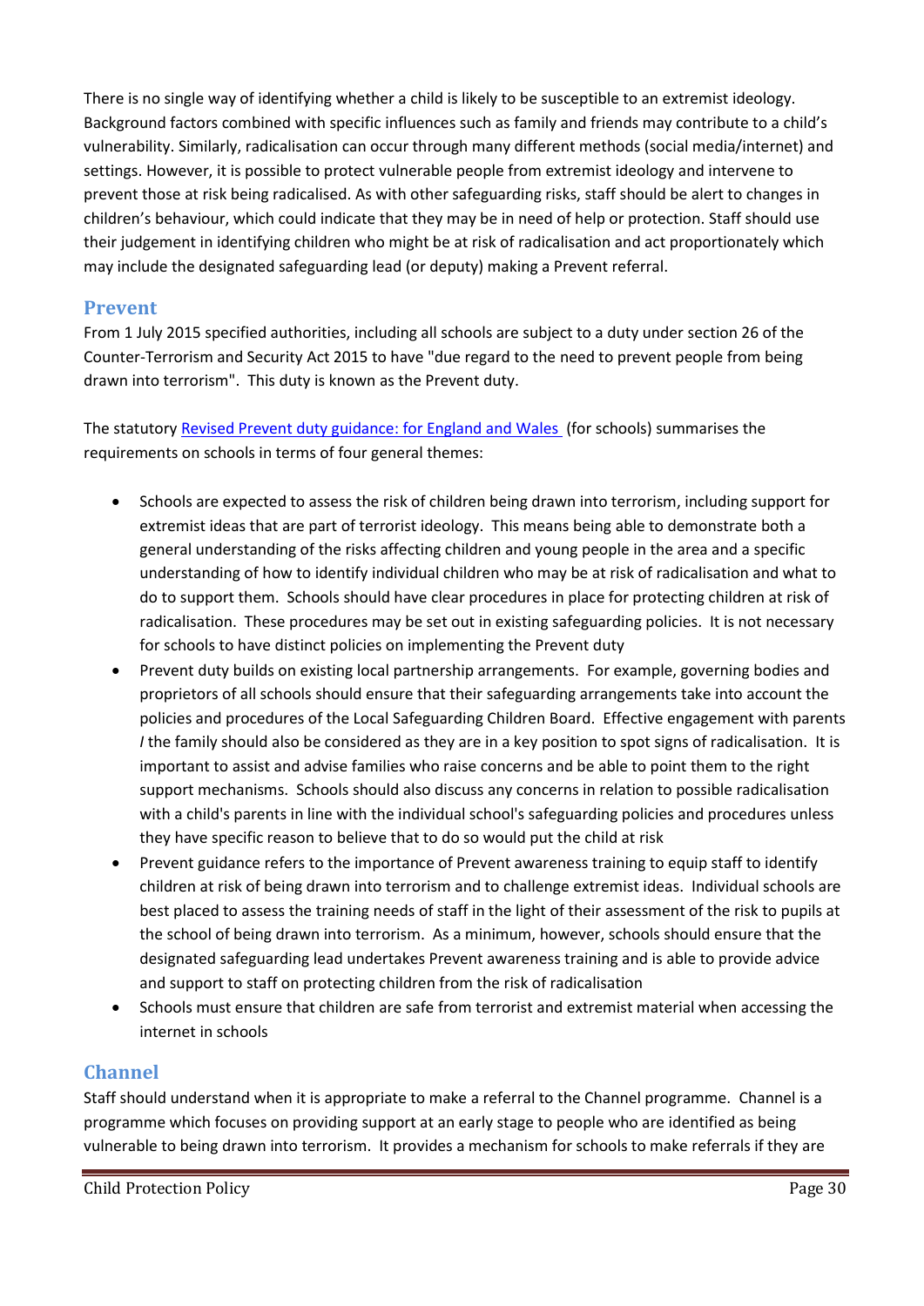There is no single way of identifying whether a child is likely to be susceptible to an extremist ideology. Background factors combined with specific influences such as family and friends may contribute to a child's vulnerability. Similarly, radicalisation can occur through many different methods (social media/internet) and settings. However, it is possible to protect vulnerable people from extremist ideology and intervene to prevent those at risk being radicalised. As with other safeguarding risks, staff should be alert to changes in children's behaviour, which could indicate that they may be in need of help or protection. Staff should use their judgement in identifying children who might be at risk of radicalisation and act proportionately which may include the designated safeguarding lead (or deputy) making a Prevent referral.

## Prevent

From 1 July 2015 specified authorities, including all schools are subject to a duty under section 26 of the Counter-Terrorism and Security Act 2015 to have "due regard to the need to prevent people from being drawn into terrorism". This duty is known as the Prevent duty.

The statutory Revised Prevent duty guidance: for England and Wales (for schools) summarises the requirements on schools in terms of four general themes:

- Schools are expected to assess the risk of children being drawn into terrorism, including support for extremist ideas that are part of terrorist ideology. This means being able to demonstrate both a general understanding of the risks affecting children and young people in the area and a specific understanding of how to identify individual children who may be at risk of radicalisation and what to do to support them. Schools should have clear procedures in place for protecting children at risk of radicalisation. These procedures may be set out in existing safeguarding policies. It is not necessary for schools to have distinct policies on implementing the Prevent duty
- Prevent duty builds on existing local partnership arrangements. For example, governing bodies and proprietors of all schools should ensure that their safeguarding arrangements take into account the policies and procedures of the Local Safeguarding Children Board. Effective engagement with parents / the family should also be considered as they are in a key position to spot signs of radicalisation. It is important to assist and advise families who raise concerns and be able to point them to the right support mechanisms. Schools should also discuss any concerns in relation to possible radicalisation with a child's parents in line with the individual school's safeguarding policies and procedures unless they have specific reason to believe that to do so would put the child at risk
- Prevent guidance refers to the importance of Prevent awareness training to equip staff to identify children at risk of being drawn into terrorism and to challenge extremist ideas. Individual schools are best placed to assess the training needs of staff in the light of their assessment of the risk to pupils at the school of being drawn into terrorism. As a minimum, however, schools should ensure that the designated safeguarding lead undertakes Prevent awareness training and is able to provide advice and support to staff on protecting children from the risk of radicalisation
- Schools must ensure that children are safe from terrorist and extremist material when accessing the internet in schools

## Channel

Staff should understand when it is appropriate to make a referral to the Channel programme. Channel is a programme which focuses on providing support at an early stage to people who are identified as being vulnerable to being drawn into terrorism. It provides a mechanism for schools to make referrals if they are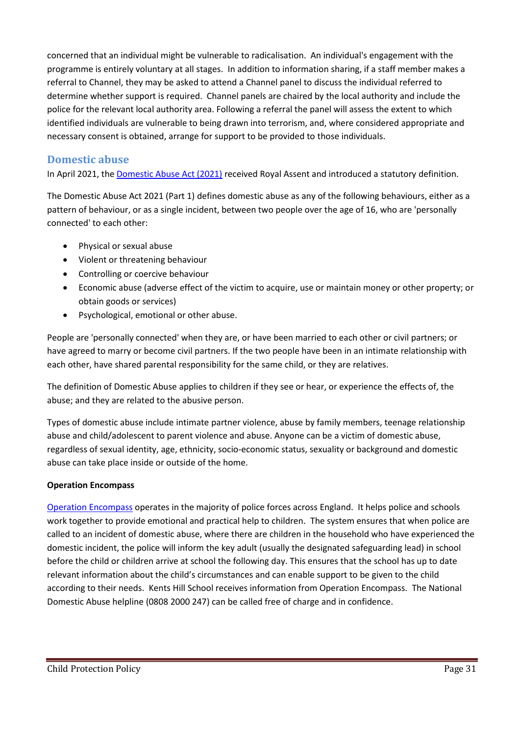concerned that an individual might be vulnerable to radicalisation. An individual's engagement with the programme is entirely voluntary at all stages. In addition to information sharing, if a staff member makes a referral to Channel, they may be asked to attend a Channel panel to discuss the individual referred to determine whether support is required. Channel panels are chaired by the local authority and include the police for the relevant local authority area. Following a referral the panel will assess the extent to which identified individuals are vulnerable to being drawn into terrorism, and, where considered appropriate and necessary consent is obtained, arrange for support to be provided to those individuals.

## Domestic abuse

In April 2021, the [Domestic Abuse Act (2021)] received Royal Assent and introduced a statutory definition.

The Domestic Abuse Act 2021 (Part 1) defines domestic abuse as any of the following behaviours, either as a pattern of behaviour, or as a single incident, between two people over the age of 16, who are 'personally connected' to each other:

- Physical or sexual abuse
- Violent or threatening behaviour
- Controlling or coercive behaviour
- Economic abuse (adverse effect of the victim to acquire, use or maintain money or other property; or obtain goods or services)
- Psychological, emotional or other abuse.

People are 'personally connected' when they are, or have been married to each other or civil partners; or have agreed to marry or become civil partners. If the two people have been in an intimate relationship with each other, have shared parental responsibility for the same child, or they are relatives.

The definition of Domestic Abuse applies to children if they see or hear, or experience the effects of, the abuse; and they are related to the abusive person.

Types of domestic abuse include intimate partner violence, abuse by family members, teenage relationship abuse and child/adolescent to parent violence and abuse. Anyone can be a victim of domestic abuse, regardless of sexual identity, age, ethnicity, socio-economic status, sexuality or background and domestic abuse can take place inside or outside of the home.

**Operation Encompass**

[Operation Encompass] operates in the majority of police forces across England. It helps police and schools work together to provide emotional and practical help to children. The system ensures that when police are called to an incident of domestic abuse, where there are children in the household who have experienced the domestic incident, the police will inform the key adult (usually the designated safeguarding lead) in school before the child or children arrive at school the following day. This ensures that the school has up to date relevant information about the child's circumstances and can enable support to be given to the child according to their needs. Kents Hill School receives information from Operation Encompass. The National Domestic Abuse helpline (0808 2000 247) can be called free of charge and in confidence.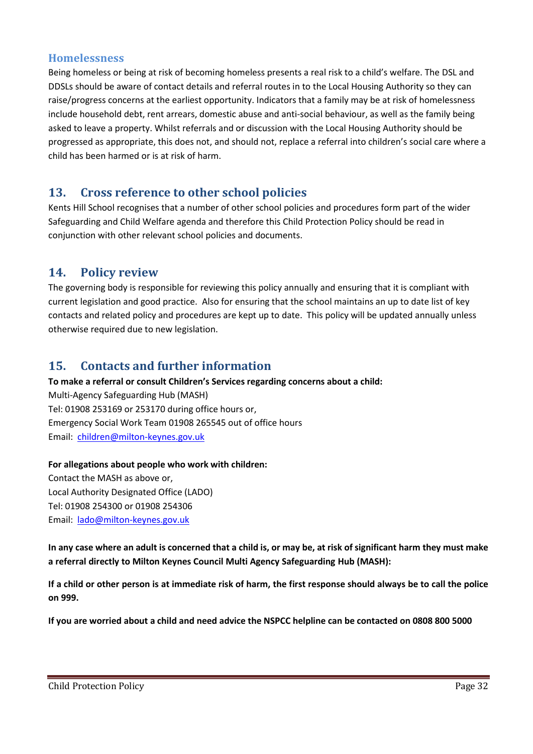### Homelessness

Being homeless or being at risk of becoming homeless presents a real risk to a child's welfare. The DSL and DDSLs should be aware of contact details and referral routes in to the Local Housing Authority so they can raise/progress concerns at the earliest opportunity. Indicators that a family may be at risk of homelessness include household debt, rent arrears, domestic abuse and anti-social behaviour, as well as the family being asked to leave a property. Whilst referrals and or discussion with the Local Housing Authority should be progressed as appropriate, this does not, and should not, replace a referral into children's social care where a child has been harmed or is at risk of harm.

## 13. Cross reference to other school policies

Kents Hill School recognises that a number of other school policies and procedures form part of the wider Safeguarding and Child Welfare agenda and therefore this Child Protection Policy should be read in conjunction with other relevant school policies and documents.

## 14. Policy review

The governing body is responsible for reviewing this policy annually and ensuring that it is compliant with current legislation and good practice. Also for ensuring that the school maintains an up to date list of key contacts and related policy and procedures are kept up to date. This policy will be updated annually unless otherwise required due to new legislation.

## 15. Contacts and further information

**To make a referral or consult Children's Services regarding concerns about a child:**
Multi-Agency Safeguarding Hub (MASH)
Tel: 01908 253169 or 253170 during office hours or,
Emergency Social Work Team 01908 265545 out of office hours
Email: children@milton-keynes.gov.uk

**For allegations about people who work with children:**
Contact the MASH as above or,
Local Authority Designated Office (LADO)
Tel: 01908 254300 or 01908 254306
Email: lado@milton-keynes.gov.uk

**In any case where an adult is concerned that a child is, or may be, at risk of significant harm they must make a referral directly to Milton Keynes Council Multi Agency Safeguarding Hub (MASH):**

**If a child or other person is at immediate risk of harm, the first response should always be to call the police on 999.**

**If you are worried about a child and need advice the NSPCC helpline can be contacted on 0808 800 5000**